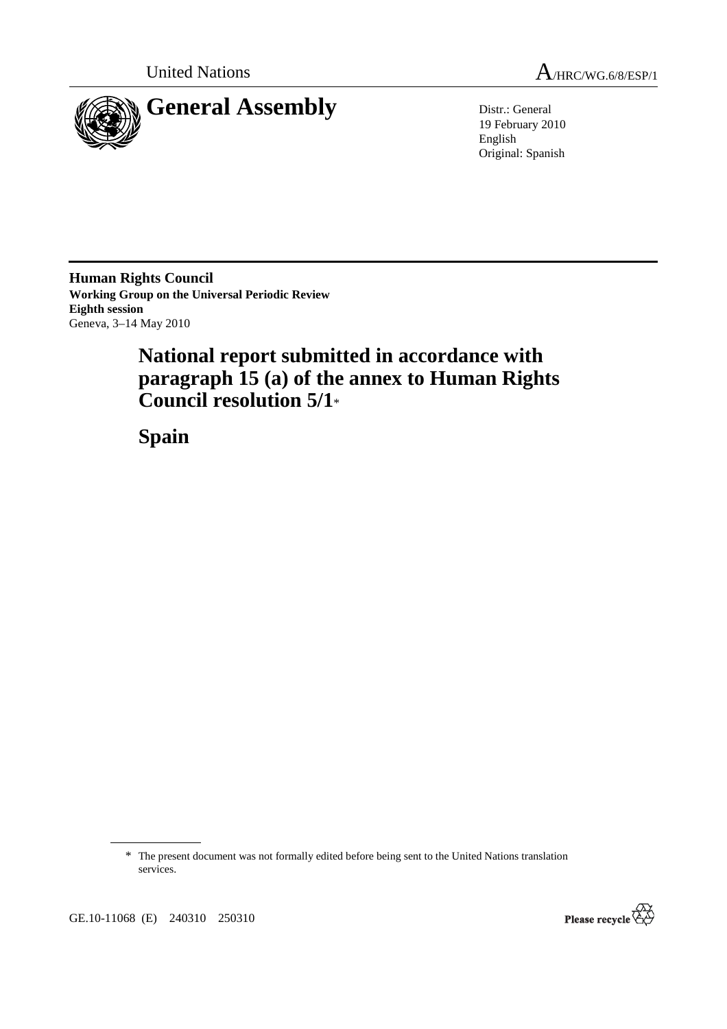United Nations

A/HRC/WG.6/8/ESP/1

# General Assembly

Distr.: General
19 February 2010
English
Original: Spanish

**Human Rights Council**
**Working Group on the Universal Periodic Review**
**Eighth session**
Geneva, 3–14 May 2010

## National report submitted in accordance with paragraph 15 (a) of the annex to Human Rights Council resolution 5/1*

## Spain

\* The present document was not formally edited before being sent to the United Nations translation services.

GE.10-11068 (E) 240310 250310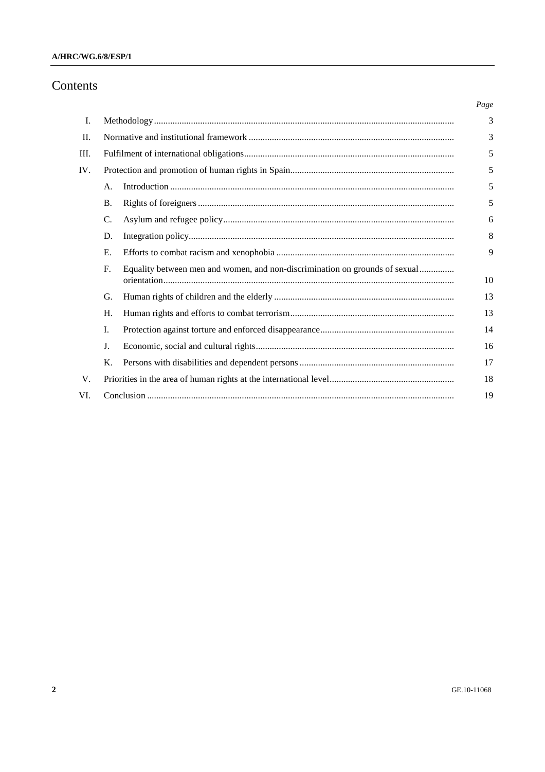# Contents

| | | | Page |
|---|---|---|---|
| I. | Methodology | | 3 |
| II. | Normative and institutional framework | | 3 |
| III. | Fulfilment of international obligations | | 5 |
| IV. | Protection and promotion of human rights in Spain | | 5 |
| | A. | Introduction | 5 |
| | B. | Rights of foreigners | 5 |
| | C. | Asylum and refugee policy | 6 |
| | D. | Integration policy | 8 |
| | E. | Efforts to combat racism and xenophobia | 9 |
| | F. | Equality between men and women, and non-discrimination on grounds of sexual orientation | 10 |
| | G. | Human rights of children and the elderly | 13 |
| | H. | Human rights and efforts to combat terrorism | 13 |
| | I. | Protection against torture and enforced disappearance | 14 |
| | J. | Economic, social and cultural rights | 16 |
| | K. | Persons with disabilities and dependent persons | 17 |
| V. | Priorities in the area of human rights at the international level | | 18 |
| VI. | Conclusion | | 19 |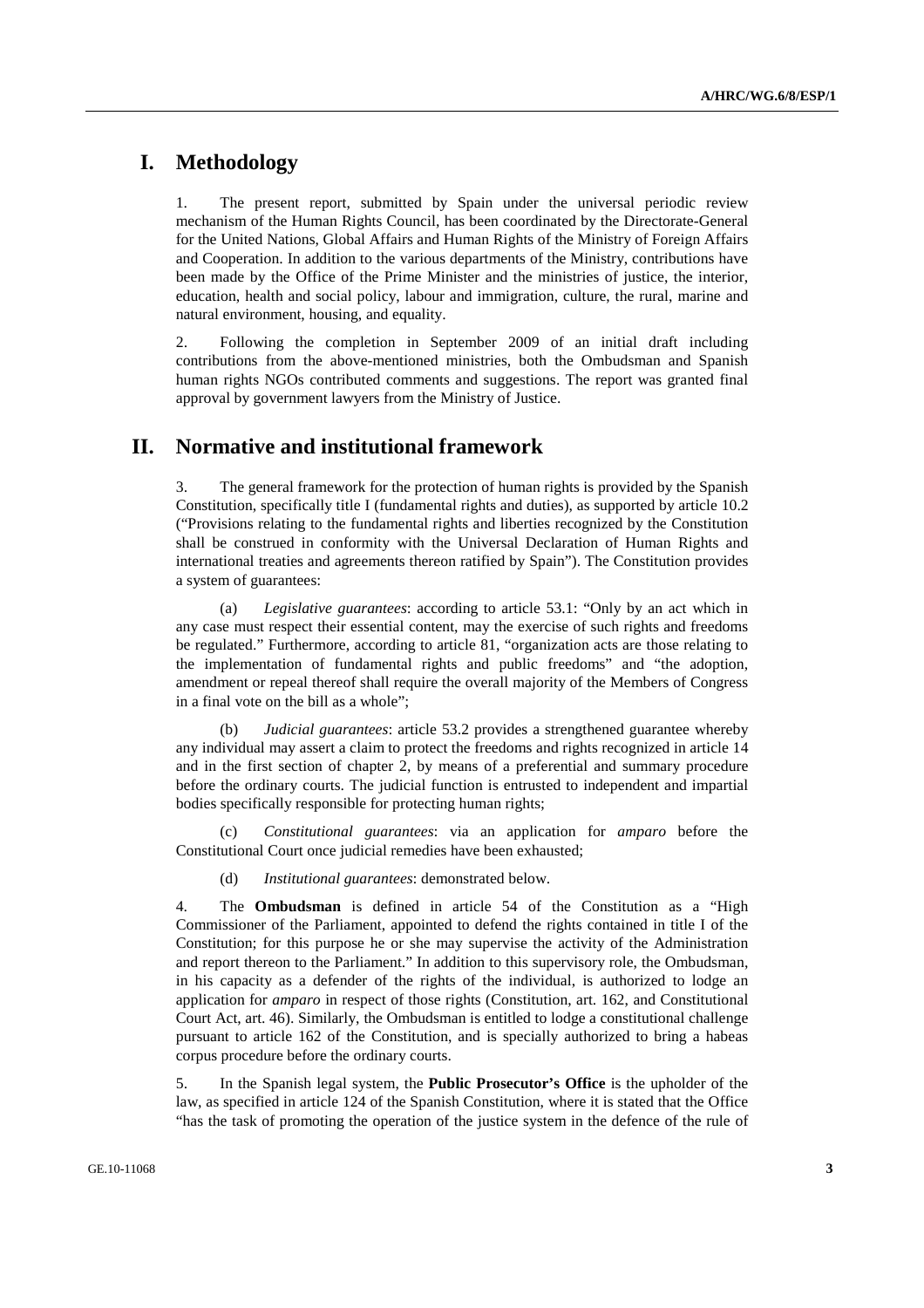# I. Methodology

1. The present report, submitted by Spain under the universal periodic review mechanism of the Human Rights Council, has been coordinated by the Directorate-General for the United Nations, Global Affairs and Human Rights of the Ministry of Foreign Affairs and Cooperation. In addition to the various departments of the Ministry, contributions have been made by the Office of the Prime Minister and the ministries of justice, the interior, education, health and social policy, labour and immigration, culture, the rural, marine and natural environment, housing, and equality.

2. Following the completion in September 2009 of an initial draft including contributions from the above-mentioned ministries, both the Ombudsman and Spanish human rights NGOs contributed comments and suggestions. The report was granted final approval by government lawyers from the Ministry of Justice.

# II. Normative and institutional framework

3. The general framework for the protection of human rights is provided by the Spanish Constitution, specifically title I (fundamental rights and duties), as supported by article 10.2 ("Provisions relating to the fundamental rights and liberties recognized by the Constitution shall be construed in conformity with the Universal Declaration of Human Rights and international treaties and agreements thereon ratified by Spain"). The Constitution provides a system of guarantees:

(a) *Legislative guarantees*: according to article 53.1: "Only by an act which in any case must respect their essential content, may the exercise of such rights and freedoms be regulated." Furthermore, according to article 81, "organization acts are those relating to the implementation of fundamental rights and public freedoms" and "the adoption, amendment or repeal thereof shall require the overall majority of the Members of Congress in a final vote on the bill as a whole";

(b) *Judicial guarantees*: article 53.2 provides a strengthened guarantee whereby any individual may assert a claim to protect the freedoms and rights recognized in article 14 and in the first section of chapter 2, by means of a preferential and summary procedure before the ordinary courts. The judicial function is entrusted to independent and impartial bodies specifically responsible for protecting human rights;

(c) *Constitutional guarantees*: via an application for *amparo* before the Constitutional Court once judicial remedies have been exhausted;

(d) *Institutional guarantees*: demonstrated below.

4. The **Ombudsman** is defined in article 54 of the Constitution as a "High Commissioner of the Parliament, appointed to defend the rights contained in title I of the Constitution; for this purpose he or she may supervise the activity of the Administration and report thereon to the Parliament." In addition to this supervisory role, the Ombudsman, in his capacity as a defender of the rights of the individual, is authorized to lodge an application for *amparo* in respect of those rights (Constitution, art. 162, and Constitutional Court Act, art. 46). Similarly, the Ombudsman is entitled to lodge a constitutional challenge pursuant to article 162 of the Constitution, and is specially authorized to bring a habeas corpus procedure before the ordinary courts.

5. In the Spanish legal system, the **Public Prosecutor's Office** is the upholder of the law, as specified in article 124 of the Spanish Constitution, where it is stated that the Office "has the task of promoting the operation of the justice system in the defence of the rule of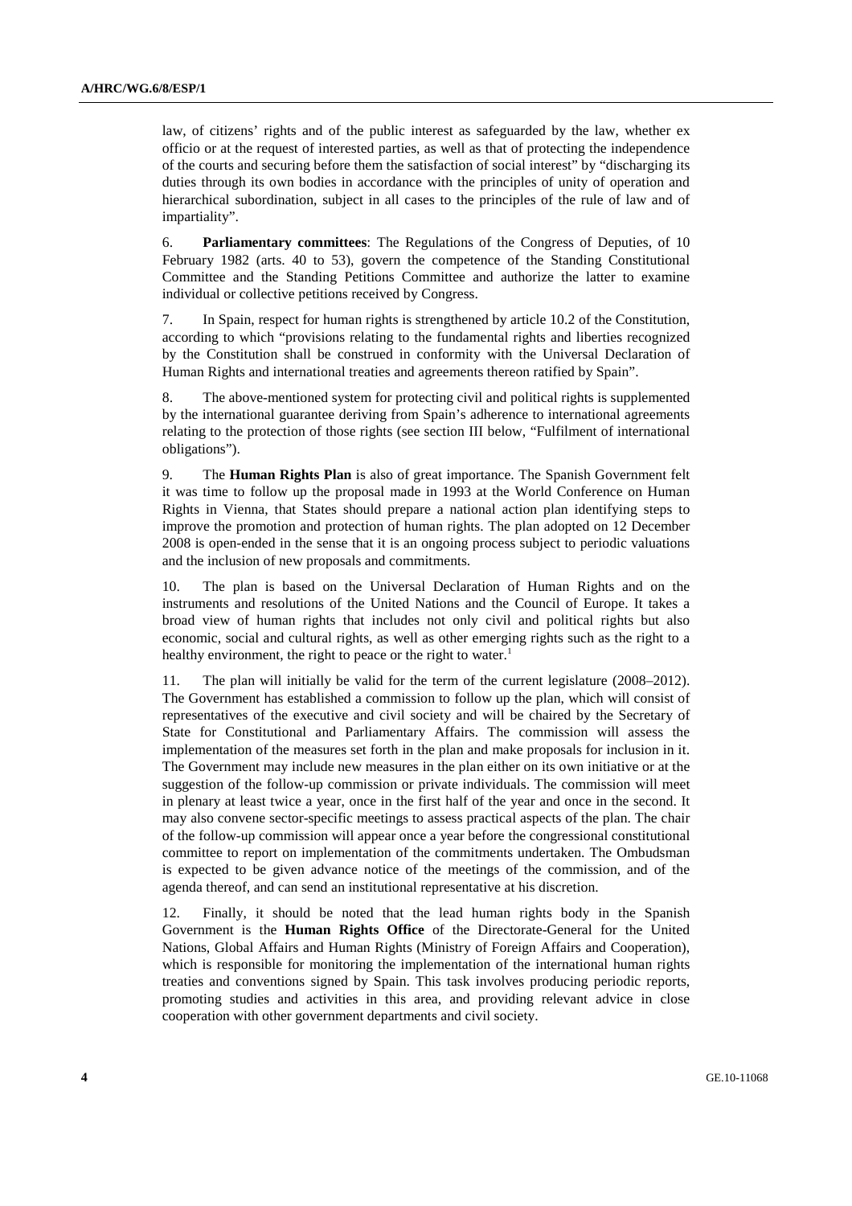law, of citizens' rights and of the public interest as safeguarded by the law, whether ex officio or at the request of interested parties, as well as that of protecting the independence of the courts and securing before them the satisfaction of social interest" by "discharging its duties through its own bodies in accordance with the principles of unity of operation and hierarchical subordination, subject in all cases to the principles of the rule of law and of impartiality".

6. **Parliamentary committees**: The Regulations of the Congress of Deputies, of 10 February 1982 (arts. 40 to 53), govern the competence of the Standing Constitutional Committee and the Standing Petitions Committee and authorize the latter to examine individual or collective petitions received by Congress.

7. In Spain, respect for human rights is strengthened by article 10.2 of the Constitution, according to which "provisions relating to the fundamental rights and liberties recognized by the Constitution shall be construed in conformity with the Universal Declaration of Human Rights and international treaties and agreements thereon ratified by Spain".

8. The above-mentioned system for protecting civil and political rights is supplemented by the international guarantee deriving from Spain's adherence to international agreements relating to the protection of those rights (see section III below, "Fulfilment of international obligations").

9. The **Human Rights Plan** is also of great importance. The Spanish Government felt it was time to follow up the proposal made in 1993 at the World Conference on Human Rights in Vienna, that States should prepare a national action plan identifying steps to improve the promotion and protection of human rights. The plan adopted on 12 December 2008 is open-ended in the sense that it is an ongoing process subject to periodic valuations and the inclusion of new proposals and commitments.

10. The plan is based on the Universal Declaration of Human Rights and on the instruments and resolutions of the United Nations and the Council of Europe. It takes a broad view of human rights that includes not only civil and political rights but also economic, social and cultural rights, as well as other emerging rights such as the right to a healthy environment, the right to peace or the right to water.[1]

11. The plan will initially be valid for the term of the current legislature (2008–2012). The Government has established a commission to follow up the plan, which will consist of representatives of the executive and civil society and will be chaired by the Secretary of State for Constitutional and Parliamentary Affairs. The commission will assess the implementation of the measures set forth in the plan and make proposals for inclusion in it. The Government may include new measures in the plan either on its own initiative or at the suggestion of the follow-up commission or private individuals. The commission will meet in plenary at least twice a year, once in the first half of the year and once in the second. It may also convene sector-specific meetings to assess practical aspects of the plan. The chair of the follow-up commission will appear once a year before the congressional constitutional committee to report on implementation of the commitments undertaken. The Ombudsman is expected to be given advance notice of the meetings of the commission, and of the agenda thereof, and can send an institutional representative at his discretion.

12. Finally, it should be noted that the lead human rights body in the Spanish Government is the **Human Rights Office** of the Directorate-General for the United Nations, Global Affairs and Human Rights (Ministry of Foreign Affairs and Cooperation), which is responsible for monitoring the implementation of the international human rights treaties and conventions signed by Spain. This task involves producing periodic reports, promoting studies and activities in this area, and providing relevant advice in close cooperation with other government departments and civil society.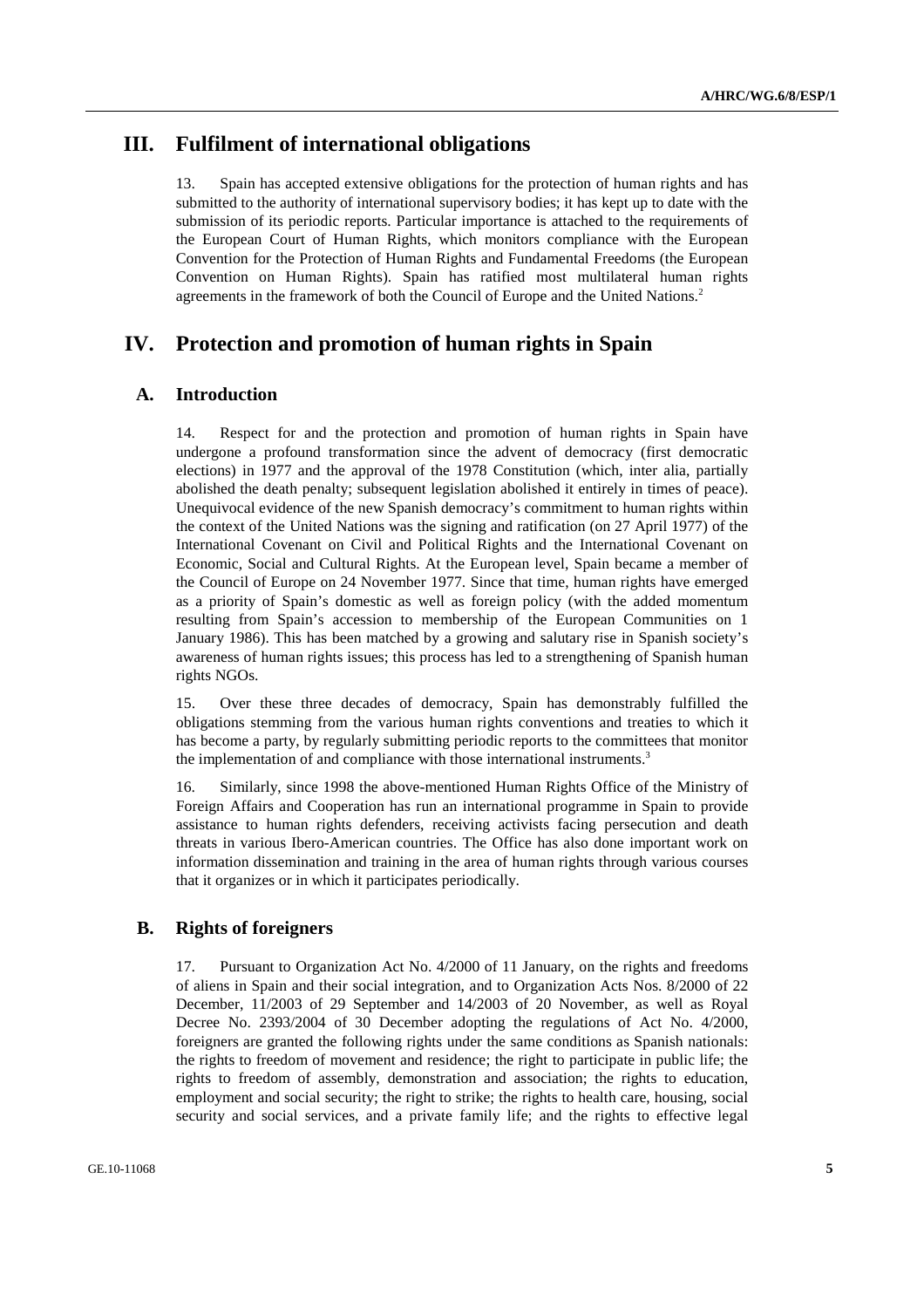# III. Fulfilment of international obligations

13. Spain has accepted extensive obligations for the protection of human rights and has submitted to the authority of international supervisory bodies; it has kept up to date with the submission of its periodic reports. Particular importance is attached to the requirements of the European Court of Human Rights, which monitors compliance with the European Convention for the Protection of Human Rights and Fundamental Freedoms (the European Convention on Human Rights). Spain has ratified most multilateral human rights agreements in the framework of both the Council of Europe and the United Nations.[2]

# IV. Protection and promotion of human rights in Spain

## A. Introduction

14. Respect for and the protection and promotion of human rights in Spain have undergone a profound transformation since the advent of democracy (first democratic elections) in 1977 and the approval of the 1978 Constitution (which, inter alia, partially abolished the death penalty; subsequent legislation abolished it entirely in times of peace). Unequivocal evidence of the new Spanish democracy's commitment to human rights within the context of the United Nations was the signing and ratification (on 27 April 1977) of the International Covenant on Civil and Political Rights and the International Covenant on Economic, Social and Cultural Rights. At the European level, Spain became a member of the Council of Europe on 24 November 1977. Since that time, human rights have emerged as a priority of Spain's domestic as well as foreign policy (with the added momentum resulting from Spain's accession to membership of the European Communities on 1 January 1986). This has been matched by a growing and salutary rise in Spanish society's awareness of human rights issues; this process has led to a strengthening of Spanish human rights NGOs.

15. Over these three decades of democracy, Spain has demonstrably fulfilled the obligations stemming from the various human rights conventions and treaties to which it has become a party, by regularly submitting periodic reports to the committees that monitor the implementation of and compliance with those international instruments.[3]

16. Similarly, since 1998 the above-mentioned Human Rights Office of the Ministry of Foreign Affairs and Cooperation has run an international programme in Spain to provide assistance to human rights defenders, receiving activists facing persecution and death threats in various Ibero-American countries. The Office has also done important work on information dissemination and training in the area of human rights through various courses that it organizes or in which it participates periodically.

## B. Rights of foreigners

17. Pursuant to Organization Act No. 4/2000 of 11 January, on the rights and freedoms of aliens in Spain and their social integration, and to Organization Acts Nos. 8/2000 of 22 December, 11/2003 of 29 September and 14/2003 of 20 November, as well as Royal Decree No. 2393/2004 of 30 December adopting the regulations of Act No. 4/2000, foreigners are granted the following rights under the same conditions as Spanish nationals: the rights to freedom of movement and residence; the right to participate in public life; the rights to freedom of assembly, demonstration and association; the rights to education, employment and social security; the right to strike; the rights to health care, housing, social security and social services, and a private family life; and the rights to effective legal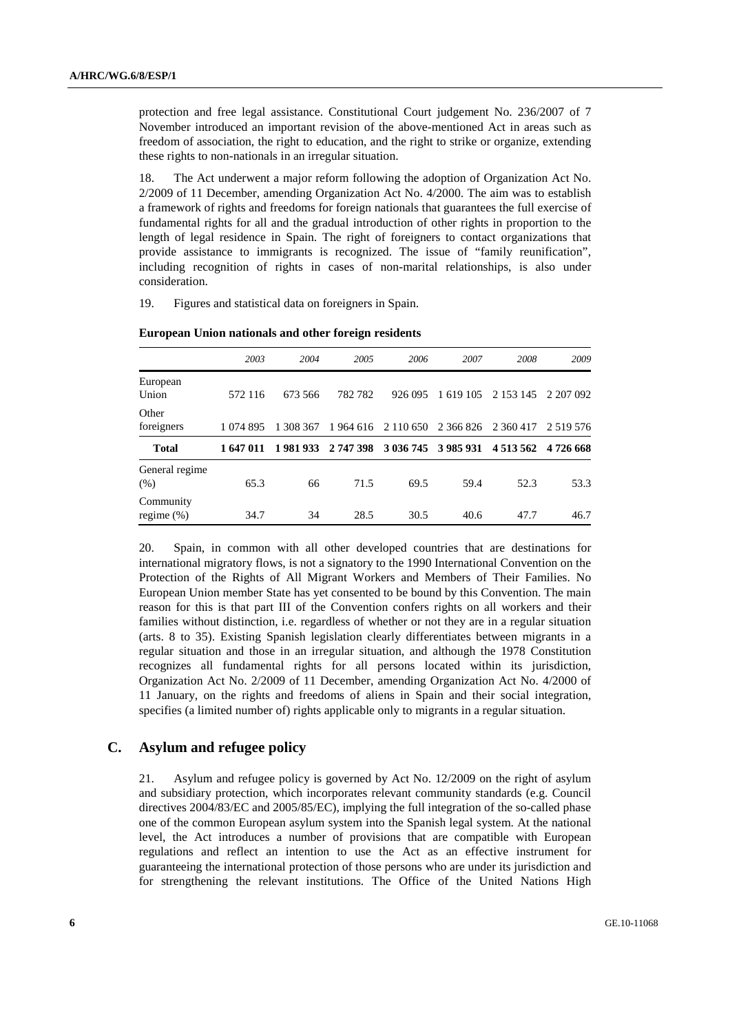protection and free legal assistance. Constitutional Court judgement No. 236/2007 of 7 November introduced an important revision of the above-mentioned Act in areas such as freedom of association, the right to education, and the right to strike or organize, extending these rights to non-nationals in an irregular situation.

18. The Act underwent a major reform following the adoption of Organization Act No. 2/2009 of 11 December, amending Organization Act No. 4/2000. The aim was to establish a framework of rights and freedoms for foreign nationals that guarantees the full exercise of fundamental rights for all and the gradual introduction of other rights in proportion to the length of legal residence in Spain. The right of foreigners to contact organizations that provide assistance to immigrants is recognized. The issue of "family reunification", including recognition of rights in cases of non-marital relationships, is also under consideration.

19. Figures and statistical data on foreigners in Spain.

**European Union nationals and other foreign residents**

| | *2003* | *2004* | *2005* | *2006* | *2007* | *2008* | *2009* |
|---|---|---|---|---|---|---|---|
| European Union | 572 116 | 673 566 | 782 782 | 926 095 | 1 619 105 | 2 153 145 | 2 207 092 |
| Other foreigners | 1 074 895 | 1 308 367 | 1 964 616 | 2 110 650 | 2 366 826 | 2 360 417 | 2 519 576 |
| **Total** | **1 647 011** | **1 981 933** | **2 747 398** | **3 036 745** | **3 985 931** | **4 513 562** | **4 726 668** |
| General regime (%) | 65.3 | 66 | 71.5 | 69.5 | 59.4 | 52.3 | 53.3 |
| Community regime (%) | 34.7 | 34 | 28.5 | 30.5 | 40.6 | 47.7 | 46.7 |

20. Spain, in common with all other developed countries that are destinations for international migratory flows, is not a signatory to the 1990 International Convention on the Protection of the Rights of All Migrant Workers and Members of Their Families. No European Union member State has yet consented to be bound by this Convention. The main reason for this is that part III of the Convention confers rights on all workers and their families without distinction, i.e. regardless of whether or not they are in a regular situation (arts. 8 to 35). Existing Spanish legislation clearly differentiates between migrants in a regular situation and those in an irregular situation, and although the 1978 Constitution recognizes all fundamental rights for all persons located within its jurisdiction, Organization Act No. 2/2009 of 11 December, amending Organization Act No. 4/2000 of 11 January, on the rights and freedoms of aliens in Spain and their social integration, specifies (a limited number of) rights applicable only to migrants in a regular situation.

## C. Asylum and refugee policy

21. Asylum and refugee policy is governed by Act No. 12/2009 on the right of asylum and subsidiary protection, which incorporates relevant community standards (e.g. Council directives 2004/83/EC and 2005/85/EC), implying the full integration of the so-called phase one of the common European asylum system into the Spanish legal system. At the national level, the Act introduces a number of provisions that are compatible with European regulations and reflect an intention to use the Act as an effective instrument for guaranteeing the international protection of those persons who are under its jurisdiction and for strengthening the relevant institutions. The Office of the United Nations High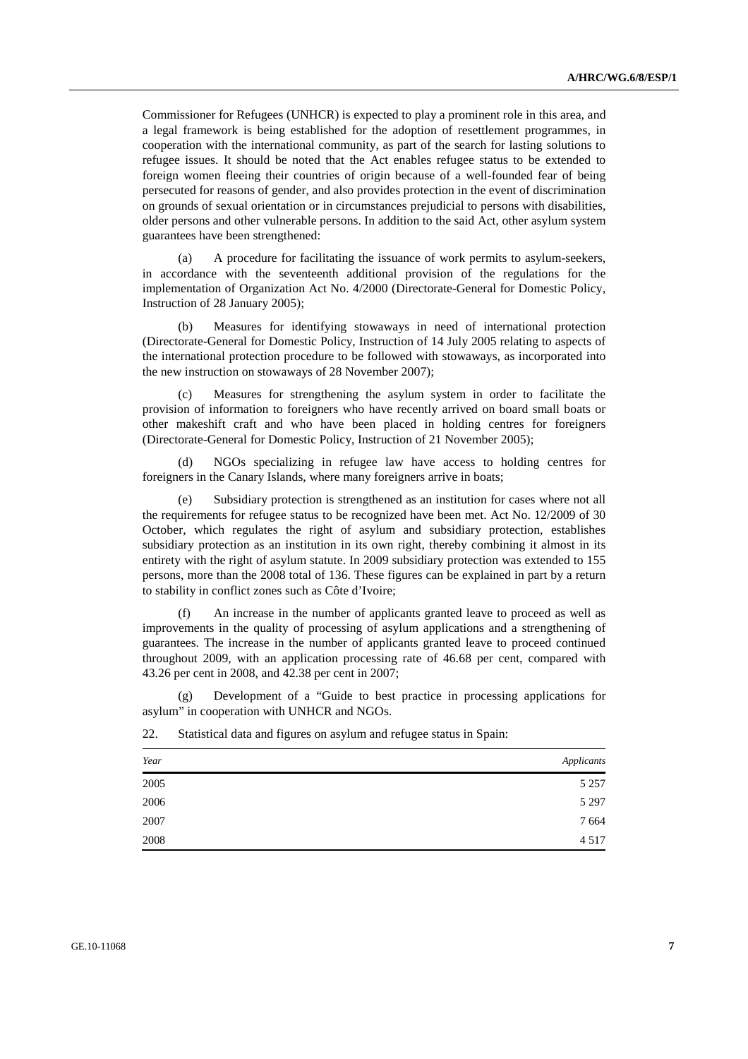Commissioner for Refugees (UNHCR) is expected to play a prominent role in this area, and a legal framework is being established for the adoption of resettlement programmes, in cooperation with the international community, as part of the search for lasting solutions to refugee issues. It should be noted that the Act enables refugee status to be extended to foreign women fleeing their countries of origin because of a well-founded fear of being persecuted for reasons of gender, and also provides protection in the event of discrimination on grounds of sexual orientation or in circumstances prejudicial to persons with disabilities, older persons and other vulnerable persons. In addition to the said Act, other asylum system guarantees have been strengthened:

(a) A procedure for facilitating the issuance of work permits to asylum-seekers, in accordance with the seventeenth additional provision of the regulations for the implementation of Organization Act No. 4/2000 (Directorate-General for Domestic Policy, Instruction of 28 January 2005);

(b) Measures for identifying stowaways in need of international protection (Directorate-General for Domestic Policy, Instruction of 14 July 2005 relating to aspects of the international protection procedure to be followed with stowaways, as incorporated into the new instruction on stowaways of 28 November 2007);

(c) Measures for strengthening the asylum system in order to facilitate the provision of information to foreigners who have recently arrived on board small boats or other makeshift craft and who have been placed in holding centres for foreigners (Directorate-General for Domestic Policy, Instruction of 21 November 2005);

(d) NGOs specializing in refugee law have access to holding centres for foreigners in the Canary Islands, where many foreigners arrive in boats;

(e) Subsidiary protection is strengthened as an institution for cases where not all the requirements for refugee status to be recognized have been met. Act No. 12/2009 of 30 October, which regulates the right of asylum and subsidiary protection, establishes subsidiary protection as an institution in its own right, thereby combining it almost in its entirety with the right of asylum statute. In 2009 subsidiary protection was extended to 155 persons, more than the 2008 total of 136. These figures can be explained in part by a return to stability in conflict zones such as Côte d'Ivoire;

(f) An increase in the number of applicants granted leave to proceed as well as improvements in the quality of processing of asylum applications and a strengthening of guarantees. The increase in the number of applicants granted leave to proceed continued throughout 2009, with an application processing rate of 46.68 per cent, compared with 43.26 per cent in 2008, and 42.38 per cent in 2007;

(g) Development of a "Guide to best practice in processing applications for asylum" in cooperation with UNHCR and NGOs.

22. Statistical data and figures on asylum and refugee status in Spain:

| *Year* | *Applicants* |
|---|---|
| 2005 | 5 257 |
| 2006 | 5 297 |
| 2007 | 7 664 |
| 2008 | 4 517 |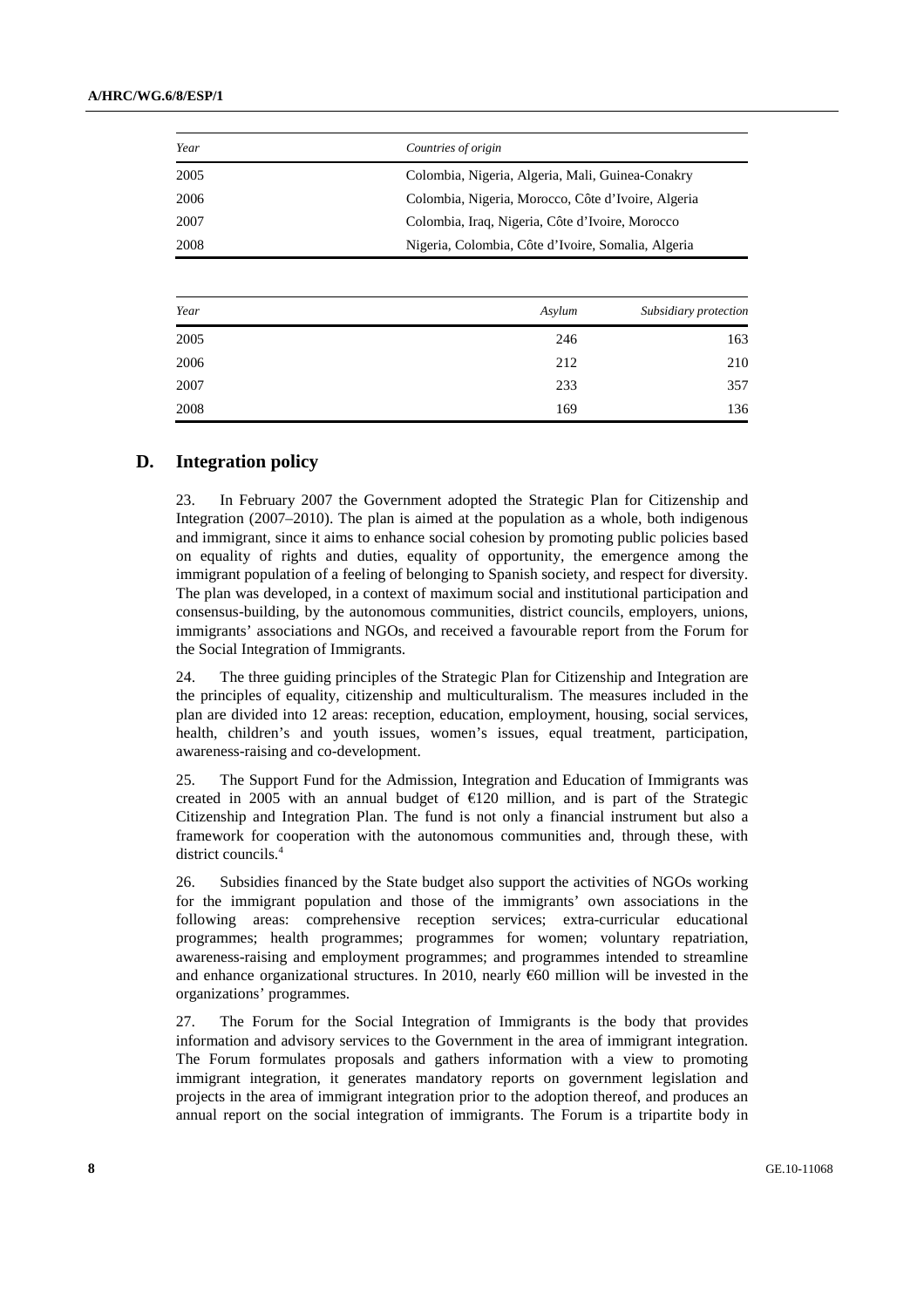| Year | Countries of origin |
| --- | --- |
| 2005 | Colombia, Nigeria, Algeria, Mali, Guinea-Conakry |
| 2006 | Colombia, Nigeria, Morocco, Côte d'Ivoire, Algeria |
| 2007 | Colombia, Iraq, Nigeria, Côte d'Ivoire, Morocco |
| 2008 | Nigeria, Colombia, Côte d'Ivoire, Somalia, Algeria |

| Year | Asylum | Subsidiary protection |
| --- | --- | --- |
| 2005 | 246 | 163 |
| 2006 | 212 | 210 |
| 2007 | 233 | 357 |
| 2008 | 169 | 136 |

## D. Integration policy

23. In February 2007 the Government adopted the Strategic Plan for Citizenship and Integration (2007–2010). The plan is aimed at the population as a whole, both indigenous and immigrant, since it aims to enhance social cohesion by promoting public policies based on equality of rights and duties, equality of opportunity, the emergence among the immigrant population of a feeling of belonging to Spanish society, and respect for diversity. The plan was developed, in a context of maximum social and institutional participation and consensus-building, by the autonomous communities, district councils, employers, unions, immigrants' associations and NGOs, and received a favourable report from the Forum for the Social Integration of Immigrants.

24. The three guiding principles of the Strategic Plan for Citizenship and Integration are the principles of equality, citizenship and multiculturalism. The measures included in the plan are divided into 12 areas: reception, education, employment, housing, social services, health, children's and youth issues, women's issues, equal treatment, participation, awareness-raising and co-development.

25. The Support Fund for the Admission, Integration and Education of Immigrants was created in 2005 with an annual budget of €120 million, and is part of the Strategic Citizenship and Integration Plan. The fund is not only a financial instrument but also a framework for cooperation with the autonomous communities and, through these, with district councils.[4]

26. Subsidies financed by the State budget also support the activities of NGOs working for the immigrant population and those of the immigrants' own associations in the following areas: comprehensive reception services; extra-curricular educational programmes; health programmes; programmes for women; voluntary repatriation, awareness-raising and employment programmes; and programmes intended to streamline and enhance organizational structures. In 2010, nearly €60 million will be invested in the organizations' programmes.

27. The Forum for the Social Integration of Immigrants is the body that provides information and advisory services to the Government in the area of immigrant integration. The Forum formulates proposals and gathers information with a view to promoting immigrant integration, it generates mandatory reports on government legislation and projects in the area of immigrant integration prior to the adoption thereof, and produces an annual report on the social integration of immigrants. The Forum is a tripartite body in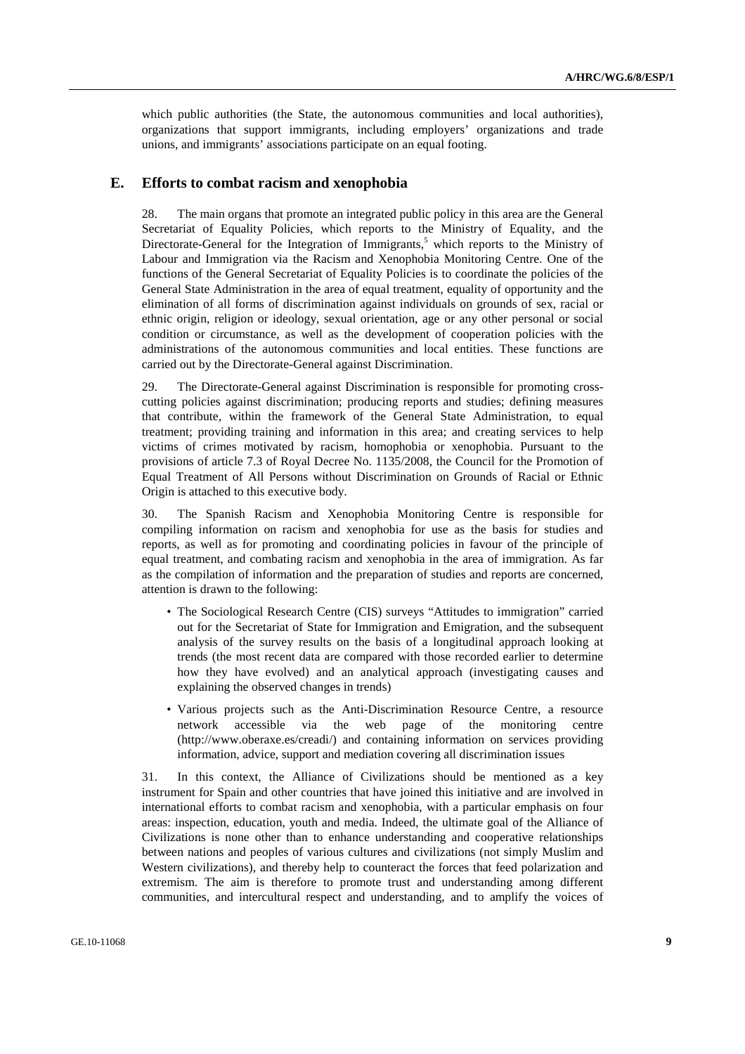which public authorities (the State, the autonomous communities and local authorities), organizations that support immigrants, including employers' organizations and trade unions, and immigrants' associations participate on an equal footing.

## E. Efforts to combat racism and xenophobia

28. The main organs that promote an integrated public policy in this area are the General Secretariat of Equality Policies, which reports to the Ministry of Equality, and the Directorate-General for the Integration of Immigrants,[5] which reports to the Ministry of Labour and Immigration via the Racism and Xenophobia Monitoring Centre. One of the functions of the General Secretariat of Equality Policies is to coordinate the policies of the General State Administration in the area of equal treatment, equality of opportunity and the elimination of all forms of discrimination against individuals on grounds of sex, racial or ethnic origin, religion or ideology, sexual orientation, age or any other personal or social condition or circumstance, as well as the development of cooperation policies with the administrations of the autonomous communities and local entities. These functions are carried out by the Directorate-General against Discrimination.

29. The Directorate-General against Discrimination is responsible for promoting cross-cutting policies against discrimination; producing reports and studies; defining measures that contribute, within the framework of the General State Administration, to equal treatment; providing training and information in this area; and creating services to help victims of crimes motivated by racism, homophobia or xenophobia. Pursuant to the provisions of article 7.3 of Royal Decree No. 1135/2008, the Council for the Promotion of Equal Treatment of All Persons without Discrimination on Grounds of Racial or Ethnic Origin is attached to this executive body.

30. The Spanish Racism and Xenophobia Monitoring Centre is responsible for compiling information on racism and xenophobia for use as the basis for studies and reports, as well as for promoting and coordinating policies in favour of the principle of equal treatment, and combating racism and xenophobia in the area of immigration. As far as the compilation of information and the preparation of studies and reports are concerned, attention is drawn to the following:

- The Sociological Research Centre (CIS) surveys "Attitudes to immigration" carried out for the Secretariat of State for Immigration and Emigration, and the subsequent analysis of the survey results on the basis of a longitudinal approach looking at trends (the most recent data are compared with those recorded earlier to determine how they have evolved) and an analytical approach (investigating causes and explaining the observed changes in trends)
- Various projects such as the Anti-Discrimination Resource Centre, a resource network accessible via the web page of the monitoring centre (http://www.oberaxe.es/creadi/) and containing information on services providing information, advice, support and mediation covering all discrimination issues

31. In this context, the Alliance of Civilizations should be mentioned as a key instrument for Spain and other countries that have joined this initiative and are involved in international efforts to combat racism and xenophobia, with a particular emphasis on four areas: inspection, education, youth and media. Indeed, the ultimate goal of the Alliance of Civilizations is none other than to enhance understanding and cooperative relationships between nations and peoples of various cultures and civilizations (not simply Muslim and Western civilizations), and thereby help to counteract the forces that feed polarization and extremism. The aim is therefore to promote trust and understanding among different communities, and intercultural respect and understanding, and to amplify the voices of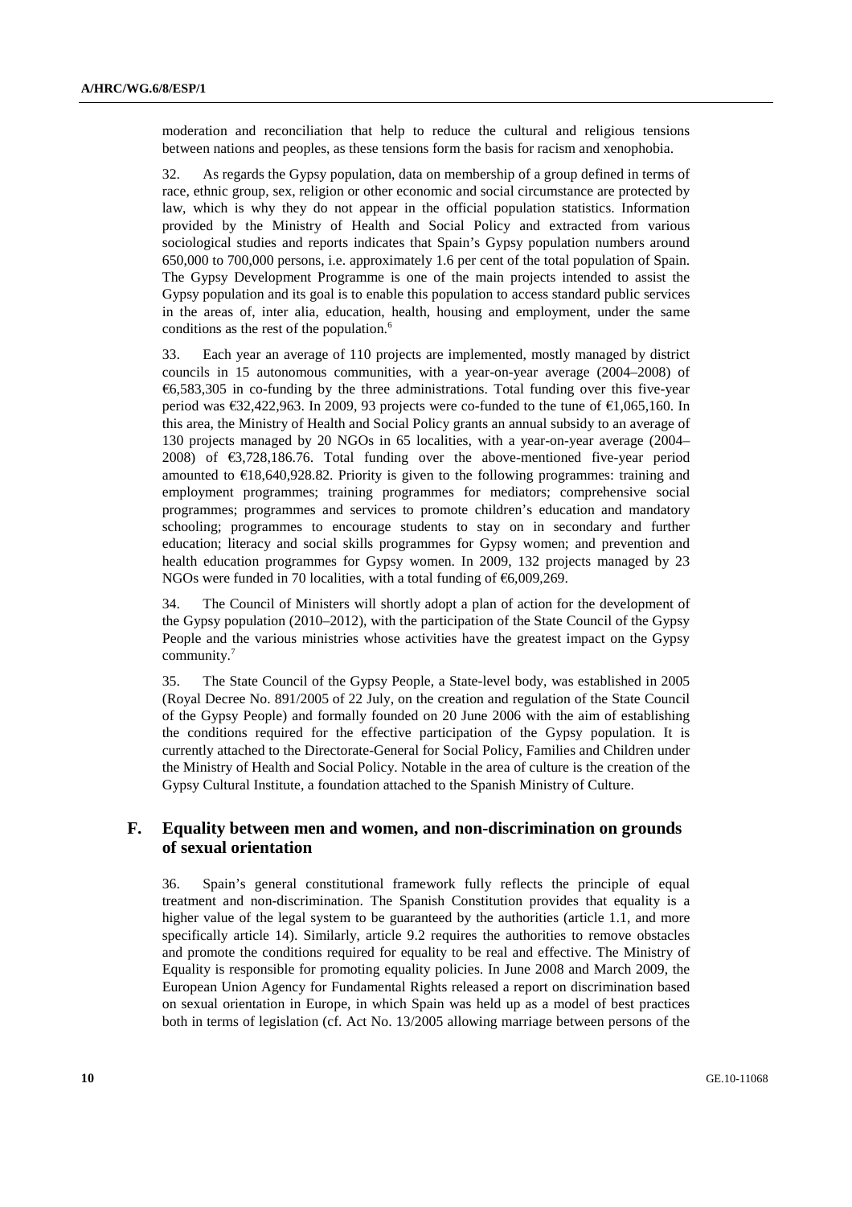moderation and reconciliation that help to reduce the cultural and religious tensions between nations and peoples, as these tensions form the basis for racism and xenophobia.

32. As regards the Gypsy population, data on membership of a group defined in terms of race, ethnic group, sex, religion or other economic and social circumstance are protected by law, which is why they do not appear in the official population statistics. Information provided by the Ministry of Health and Social Policy and extracted from various sociological studies and reports indicates that Spain's Gypsy population numbers around 650,000 to 700,000 persons, i.e. approximately 1.6 per cent of the total population of Spain. The Gypsy Development Programme is one of the main projects intended to assist the Gypsy population and its goal is to enable this population to access standard public services in the areas of, inter alia, education, health, housing and employment, under the same conditions as the rest of the population.[6]

33. Each year an average of 110 projects are implemented, mostly managed by district councils in 15 autonomous communities, with a year-on-year average (2004–2008) of €6,583,305 in co-funding by the three administrations. Total funding over this five-year period was €32,422,963. In 2009, 93 projects were co-funded to the tune of €1,065,160. In this area, the Ministry of Health and Social Policy grants an annual subsidy to an average of 130 projects managed by 20 NGOs in 65 localities, with a year-on-year average (2004–2008) of €3,728,186.76. Total funding over the above-mentioned five-year period amounted to €18,640,928.82. Priority is given to the following programmes: training and employment programmes; training programmes for mediators; comprehensive social programmes; programmes and services to promote children's education and mandatory schooling; programmes to encourage students to stay on in secondary and further education; literacy and social skills programmes for Gypsy women; and prevention and health education programmes for Gypsy women. In 2009, 132 projects managed by 23 NGOs were funded in 70 localities, with a total funding of €6,009,269.

34. The Council of Ministers will shortly adopt a plan of action for the development of the Gypsy population (2010–2012), with the participation of the State Council of the Gypsy People and the various ministries whose activities have the greatest impact on the Gypsy community.[7]

35. The State Council of the Gypsy People, a State-level body, was established in 2005 (Royal Decree No. 891/2005 of 22 July, on the creation and regulation of the State Council of the Gypsy People) and formally founded on 20 June 2006 with the aim of establishing the conditions required for the effective participation of the Gypsy population. It is currently attached to the Directorate-General for Social Policy, Families and Children under the Ministry of Health and Social Policy. Notable in the area of culture is the creation of the Gypsy Cultural Institute, a foundation attached to the Spanish Ministry of Culture.

## F. Equality between men and women, and non-discrimination on grounds of sexual orientation

36. Spain's general constitutional framework fully reflects the principle of equal treatment and non-discrimination. The Spanish Constitution provides that equality is a higher value of the legal system to be guaranteed by the authorities (article 1.1, and more specifically article 14). Similarly, article 9.2 requires the authorities to remove obstacles and promote the conditions required for equality to be real and effective. The Ministry of Equality is responsible for promoting equality policies. In June 2008 and March 2009, the European Union Agency for Fundamental Rights released a report on discrimination based on sexual orientation in Europe, in which Spain was held up as a model of best practices both in terms of legislation (cf. Act No. 13/2005 allowing marriage between persons of the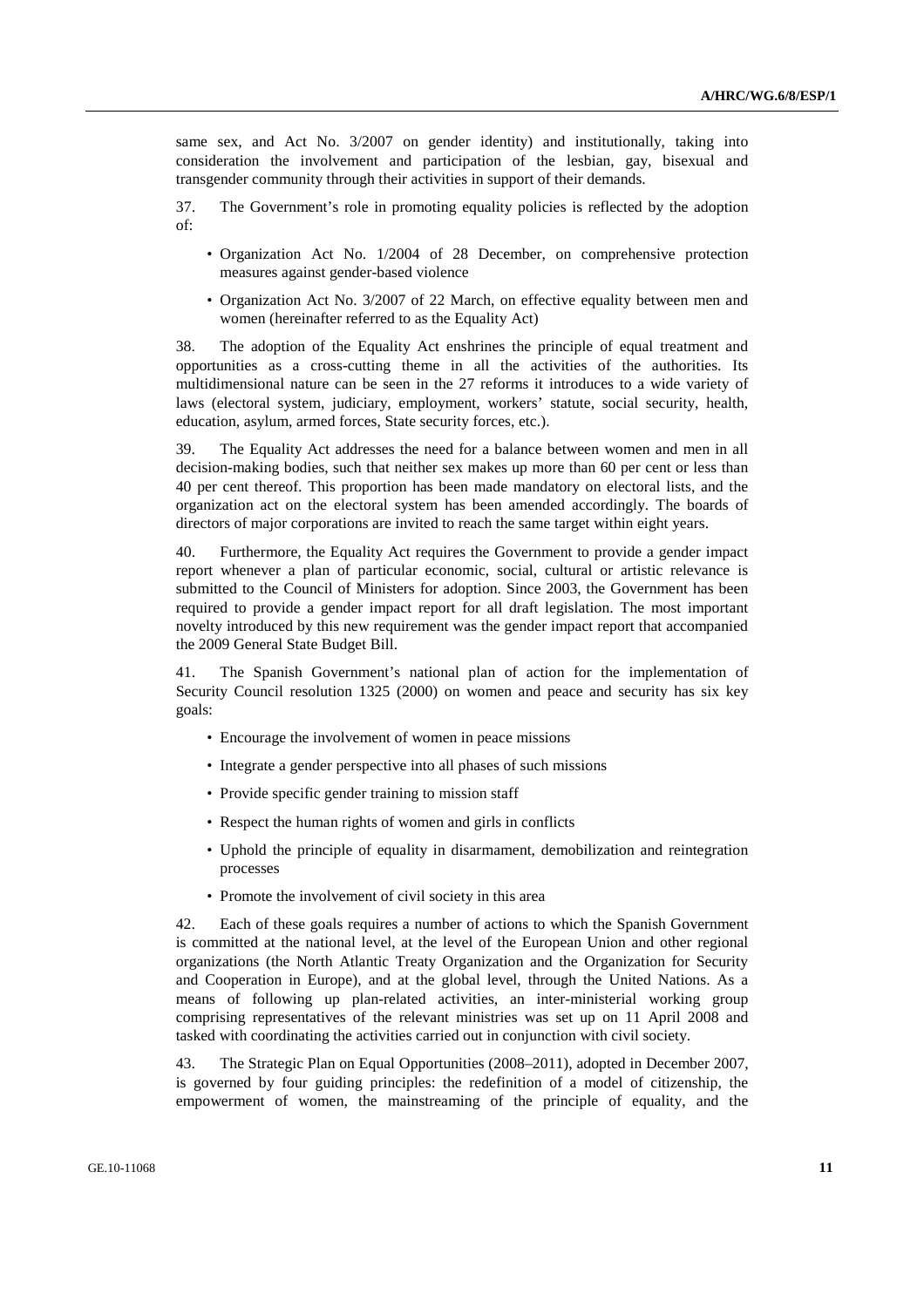same sex, and Act No. 3/2007 on gender identity) and institutionally, taking into consideration the involvement and participation of the lesbian, gay, bisexual and transgender community through their activities in support of their demands.

37. The Government's role in promoting equality policies is reflected by the adoption of:

- Organization Act No. 1/2004 of 28 December, on comprehensive protection measures against gender-based violence
- Organization Act No. 3/2007 of 22 March, on effective equality between men and women (hereinafter referred to as the Equality Act)

38. The adoption of the Equality Act enshrines the principle of equal treatment and opportunities as a cross-cutting theme in all the activities of the authorities. Its multidimensional nature can be seen in the 27 reforms it introduces to a wide variety of laws (electoral system, judiciary, employment, workers' statute, social security, health, education, asylum, armed forces, State security forces, etc.).

39. The Equality Act addresses the need for a balance between women and men in all decision-making bodies, such that neither sex makes up more than 60 per cent or less than 40 per cent thereof. This proportion has been made mandatory on electoral lists, and the organization act on the electoral system has been amended accordingly. The boards of directors of major corporations are invited to reach the same target within eight years.

40. Furthermore, the Equality Act requires the Government to provide a gender impact report whenever a plan of particular economic, social, cultural or artistic relevance is submitted to the Council of Ministers for adoption. Since 2003, the Government has been required to provide a gender impact report for all draft legislation. The most important novelty introduced by this new requirement was the gender impact report that accompanied the 2009 General State Budget Bill.

41. The Spanish Government's national plan of action for the implementation of Security Council resolution 1325 (2000) on women and peace and security has six key goals:

- Encourage the involvement of women in peace missions
- Integrate a gender perspective into all phases of such missions
- Provide specific gender training to mission staff
- Respect the human rights of women and girls in conflicts
- Uphold the principle of equality in disarmament, demobilization and reintegration processes
- Promote the involvement of civil society in this area

42. Each of these goals requires a number of actions to which the Spanish Government is committed at the national level, at the level of the European Union and other regional organizations (the North Atlantic Treaty Organization and the Organization for Security and Cooperation in Europe), and at the global level, through the United Nations. As a means of following up plan-related activities, an inter-ministerial working group comprising representatives of the relevant ministries was set up on 11 April 2008 and tasked with coordinating the activities carried out in conjunction with civil society.

43. The Strategic Plan on Equal Opportunities (2008–2011), adopted in December 2007, is governed by four guiding principles: the redefinition of a model of citizenship, the empowerment of women, the mainstreaming of the principle of equality, and the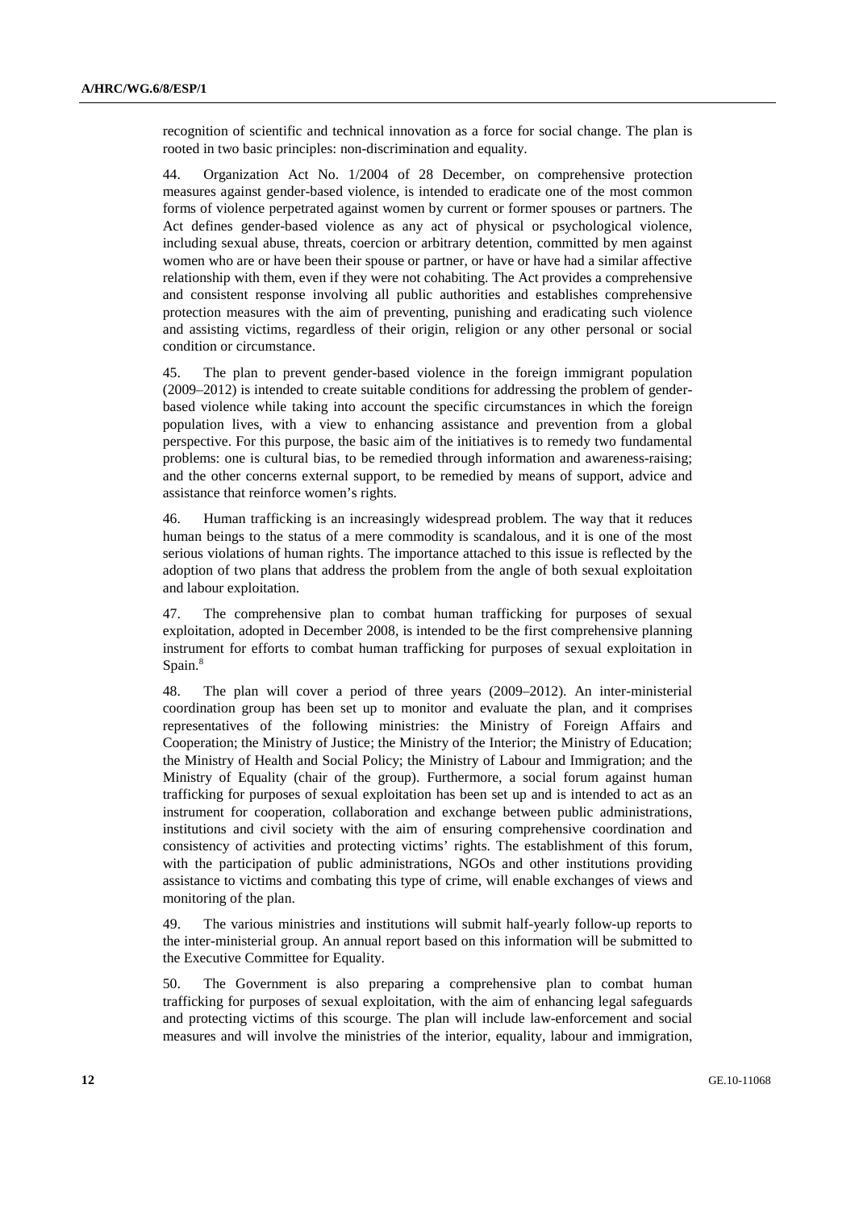recognition of scientific and technical innovation as a force for social change. The plan is rooted in two basic principles: non-discrimination and equality.

44. Organization Act No. 1/2004 of 28 December, on comprehensive protection measures against gender-based violence, is intended to eradicate one of the most common forms of violence perpetrated against women by current or former spouses or partners. The Act defines gender-based violence as any act of physical or psychological violence, including sexual abuse, threats, coercion or arbitrary detention, committed by men against women who are or have been their spouse or partner, or have or have had a similar affective relationship with them, even if they were not cohabiting. The Act provides a comprehensive and consistent response involving all public authorities and establishes comprehensive protection measures with the aim of preventing, punishing and eradicating such violence and assisting victims, regardless of their origin, religion or any other personal or social condition or circumstance.

45. The plan to prevent gender-based violence in the foreign immigrant population (2009–2012) is intended to create suitable conditions for addressing the problem of gender-based violence while taking into account the specific circumstances in which the foreign population lives, with a view to enhancing assistance and prevention from a global perspective. For this purpose, the basic aim of the initiatives is to remedy two fundamental problems: one is cultural bias, to be remedied through information and awareness-raising; and the other concerns external support, to be remedied by means of support, advice and assistance that reinforce women's rights.

46. Human trafficking is an increasingly widespread problem. The way that it reduces human beings to the status of a mere commodity is scandalous, and it is one of the most serious violations of human rights. The importance attached to this issue is reflected by the adoption of two plans that address the problem from the angle of both sexual exploitation and labour exploitation.

47. The comprehensive plan to combat human trafficking for purposes of sexual exploitation, adopted in December 2008, is intended to be the first comprehensive planning instrument for efforts to combat human trafficking for purposes of sexual exploitation in Spain.[8]

48. The plan will cover a period of three years (2009–2012). An inter-ministerial coordination group has been set up to monitor and evaluate the plan, and it comprises representatives of the following ministries: the Ministry of Foreign Affairs and Cooperation; the Ministry of Justice; the Ministry of the Interior; the Ministry of Education; the Ministry of Health and Social Policy; the Ministry of Labour and Immigration; and the Ministry of Equality (chair of the group). Furthermore, a social forum against human trafficking for purposes of sexual exploitation has been set up and is intended to act as an instrument for cooperation, collaboration and exchange between public administrations, institutions and civil society with the aim of ensuring comprehensive coordination and consistency of activities and protecting victims' rights. The establishment of this forum, with the participation of public administrations, NGOs and other institutions providing assistance to victims and combating this type of crime, will enable exchanges of views and monitoring of the plan.

49. The various ministries and institutions will submit half-yearly follow-up reports to the inter-ministerial group. An annual report based on this information will be submitted to the Executive Committee for Equality.

50. The Government is also preparing a comprehensive plan to combat human trafficking for purposes of sexual exploitation, with the aim of enhancing legal safeguards and protecting victims of this scourge. The plan will include law-enforcement and social measures and will involve the ministries of the interior, equality, labour and immigration,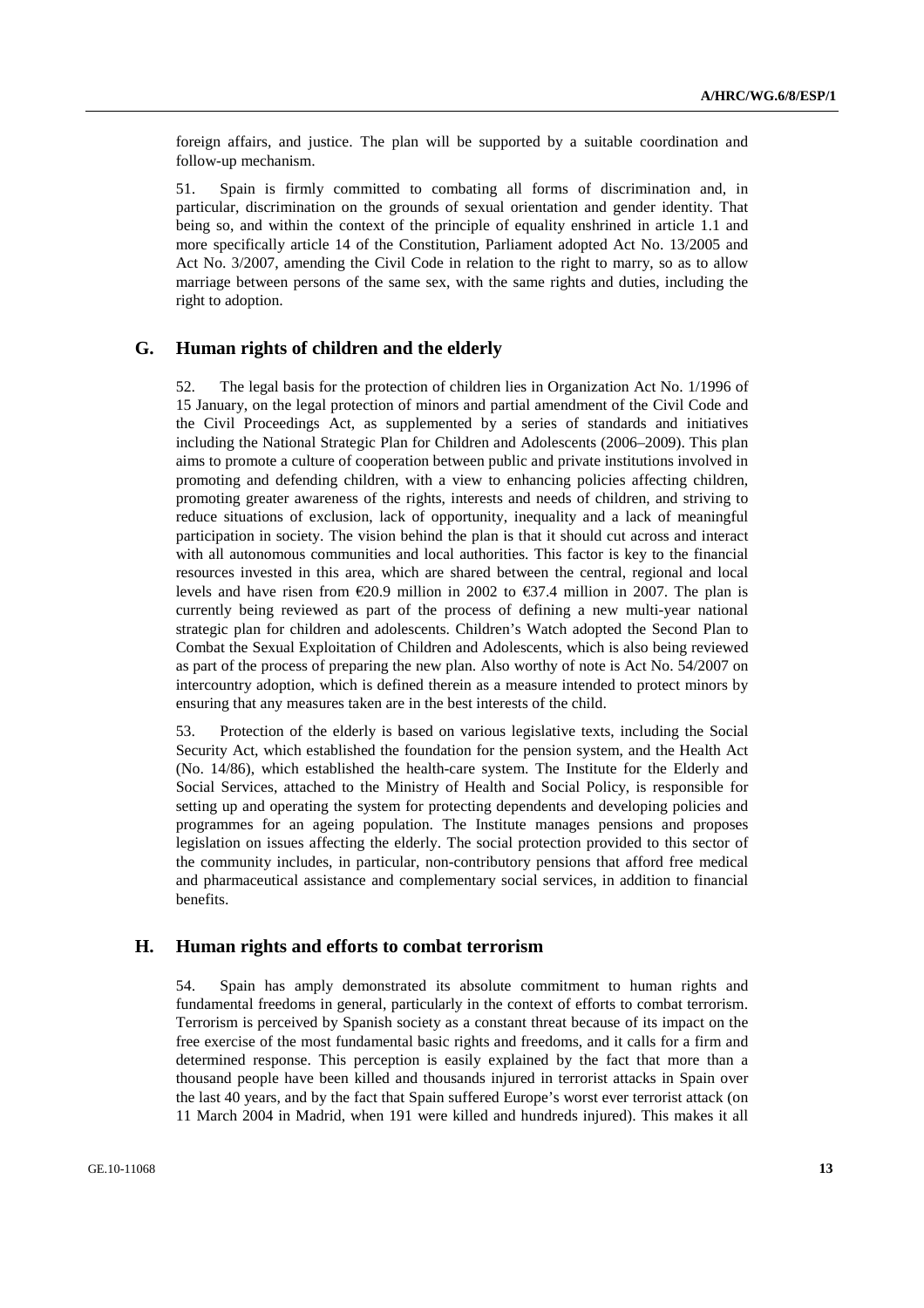foreign affairs, and justice. The plan will be supported by a suitable coordination and follow-up mechanism.

51. Spain is firmly committed to combating all forms of discrimination and, in particular, discrimination on the grounds of sexual orientation and gender identity. That being so, and within the context of the principle of equality enshrined in article 1.1 and more specifically article 14 of the Constitution, Parliament adopted Act No. 13/2005 and Act No. 3/2007, amending the Civil Code in relation to the right to marry, so as to allow marriage between persons of the same sex, with the same rights and duties, including the right to adoption.

## G. Human rights of children and the elderly

52. The legal basis for the protection of children lies in Organization Act No. 1/1996 of 15 January, on the legal protection of minors and partial amendment of the Civil Code and the Civil Proceedings Act, as supplemented by a series of standards and initiatives including the National Strategic Plan for Children and Adolescents (2006–2009). This plan aims to promote a culture of cooperation between public and private institutions involved in promoting and defending children, with a view to enhancing policies affecting children, promoting greater awareness of the rights, interests and needs of children, and striving to reduce situations of exclusion, lack of opportunity, inequality and a lack of meaningful participation in society. The vision behind the plan is that it should cut across and interact with all autonomous communities and local authorities. This factor is key to the financial resources invested in this area, which are shared between the central, regional and local levels and have risen from €20.9 million in 2002 to €37.4 million in 2007. The plan is currently being reviewed as part of the process of defining a new multi-year national strategic plan for children and adolescents. Children's Watch adopted the Second Plan to Combat the Sexual Exploitation of Children and Adolescents, which is also being reviewed as part of the process of preparing the new plan. Also worthy of note is Act No. 54/2007 on intercountry adoption, which is defined therein as a measure intended to protect minors by ensuring that any measures taken are in the best interests of the child.

53. Protection of the elderly is based on various legislative texts, including the Social Security Act, which established the foundation for the pension system, and the Health Act (No. 14/86), which established the health-care system. The Institute for the Elderly and Social Services, attached to the Ministry of Health and Social Policy, is responsible for setting up and operating the system for protecting dependents and developing policies and programmes for an ageing population. The Institute manages pensions and proposes legislation on issues affecting the elderly. The social protection provided to this sector of the community includes, in particular, non-contributory pensions that afford free medical and pharmaceutical assistance and complementary social services, in addition to financial benefits.

## H. Human rights and efforts to combat terrorism

54. Spain has amply demonstrated its absolute commitment to human rights and fundamental freedoms in general, particularly in the context of efforts to combat terrorism. Terrorism is perceived by Spanish society as a constant threat because of its impact on the free exercise of the most fundamental basic rights and freedoms, and it calls for a firm and determined response. This perception is easily explained by the fact that more than a thousand people have been killed and thousands injured in terrorist attacks in Spain over the last 40 years, and by the fact that Spain suffered Europe's worst ever terrorist attack (on 11 March 2004 in Madrid, when 191 were killed and hundreds injured). This makes it all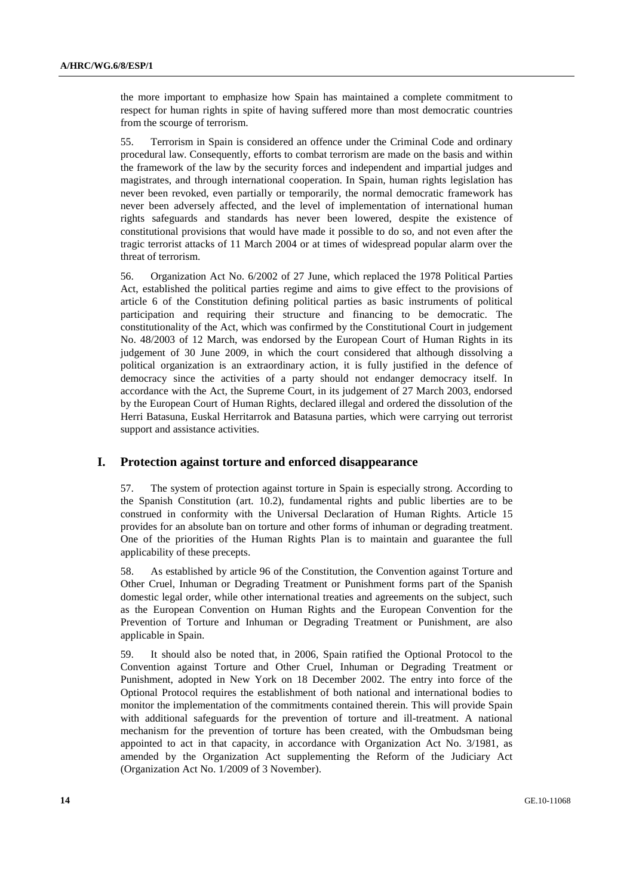the more important to emphasize how Spain has maintained a complete commitment to respect for human rights in spite of having suffered more than most democratic countries from the scourge of terrorism.

55. Terrorism in Spain is considered an offence under the Criminal Code and ordinary procedural law. Consequently, efforts to combat terrorism are made on the basis and within the framework of the law by the security forces and independent and impartial judges and magistrates, and through international cooperation. In Spain, human rights legislation has never been revoked, even partially or temporarily, the normal democratic framework has never been adversely affected, and the level of implementation of international human rights safeguards and standards has never been lowered, despite the existence of constitutional provisions that would have made it possible to do so, and not even after the tragic terrorist attacks of 11 March 2004 or at times of widespread popular alarm over the threat of terrorism.

56. Organization Act No. 6/2002 of 27 June, which replaced the 1978 Political Parties Act, established the political parties regime and aims to give effect to the provisions of article 6 of the Constitution defining political parties as basic instruments of political participation and requiring their structure and financing to be democratic. The constitutionality of the Act, which was confirmed by the Constitutional Court in judgement No. 48/2003 of 12 March, was endorsed by the European Court of Human Rights in its judgement of 30 June 2009, in which the court considered that although dissolving a political organization is an extraordinary action, it is fully justified in the defence of democracy since the activities of a party should not endanger democracy itself. In accordance with the Act, the Supreme Court, in its judgement of 27 March 2003, endorsed by the European Court of Human Rights, declared illegal and ordered the dissolution of the Herri Batasuna, Euskal Herritarrok and Batasuna parties, which were carrying out terrorist support and assistance activities.

## I. Protection against torture and enforced disappearance

57. The system of protection against torture in Spain is especially strong. According to the Spanish Constitution (art. 10.2), fundamental rights and public liberties are to be construed in conformity with the Universal Declaration of Human Rights. Article 15 provides for an absolute ban on torture and other forms of inhuman or degrading treatment. One of the priorities of the Human Rights Plan is to maintain and guarantee the full applicability of these precepts.

58. As established by article 96 of the Constitution, the Convention against Torture and Other Cruel, Inhuman or Degrading Treatment or Punishment forms part of the Spanish domestic legal order, while other international treaties and agreements on the subject, such as the European Convention on Human Rights and the European Convention for the Prevention of Torture and Inhuman or Degrading Treatment or Punishment, are also applicable in Spain.

59. It should also be noted that, in 2006, Spain ratified the Optional Protocol to the Convention against Torture and Other Cruel, Inhuman or Degrading Treatment or Punishment, adopted in New York on 18 December 2002. The entry into force of the Optional Protocol requires the establishment of both national and international bodies to monitor the implementation of the commitments contained therein. This will provide Spain with additional safeguards for the prevention of torture and ill-treatment. A national mechanism for the prevention of torture has been created, with the Ombudsman being appointed to act in that capacity, in accordance with Organization Act No. 3/1981, as amended by the Organization Act supplementing the Reform of the Judiciary Act (Organization Act No. 1/2009 of 3 November).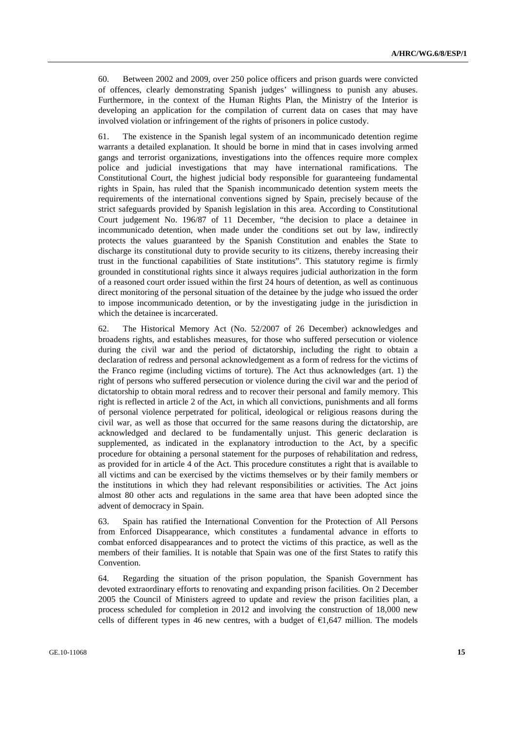60. Between 2002 and 2009, over 250 police officers and prison guards were convicted of offences, clearly demonstrating Spanish judges' willingness to punish any abuses. Furthermore, in the context of the Human Rights Plan, the Ministry of the Interior is developing an application for the compilation of current data on cases that may have involved violation or infringement of the rights of prisoners in police custody.

61. The existence in the Spanish legal system of an incommunicado detention regime warrants a detailed explanation. It should be borne in mind that in cases involving armed gangs and terrorist organizations, investigations into the offences require more complex police and judicial investigations that may have international ramifications. The Constitutional Court, the highest judicial body responsible for guaranteeing fundamental rights in Spain, has ruled that the Spanish incommunicado detention system meets the requirements of the international conventions signed by Spain, precisely because of the strict safeguards provided by Spanish legislation in this area. According to Constitutional Court judgement No. 196/87 of 11 December, "the decision to place a detainee in incommunicado detention, when made under the conditions set out by law, indirectly protects the values guaranteed by the Spanish Constitution and enables the State to discharge its constitutional duty to provide security to its citizens, thereby increasing their trust in the functional capabilities of State institutions". This statutory regime is firmly grounded in constitutional rights since it always requires judicial authorization in the form of a reasoned court order issued within the first 24 hours of detention, as well as continuous direct monitoring of the personal situation of the detainee by the judge who issued the order to impose incommunicado detention, or by the investigating judge in the jurisdiction in which the detainee is incarcerated.

62. The Historical Memory Act (No. 52/2007 of 26 December) acknowledges and broadens rights, and establishes measures, for those who suffered persecution or violence during the civil war and the period of dictatorship, including the right to obtain a declaration of redress and personal acknowledgement as a form of redress for the victims of the Franco regime (including victims of torture). The Act thus acknowledges (art. 1) the right of persons who suffered persecution or violence during the civil war and the period of dictatorship to obtain moral redress and to recover their personal and family memory. This right is reflected in article 2 of the Act, in which all convictions, punishments and all forms of personal violence perpetrated for political, ideological or religious reasons during the civil war, as well as those that occurred for the same reasons during the dictatorship, are acknowledged and declared to be fundamentally unjust. This generic declaration is supplemented, as indicated in the explanatory introduction to the Act, by a specific procedure for obtaining a personal statement for the purposes of rehabilitation and redress, as provided for in article 4 of the Act. This procedure constitutes a right that is available to all victims and can be exercised by the victims themselves or by their family members or the institutions in which they had relevant responsibilities or activities. The Act joins almost 80 other acts and regulations in the same area that have been adopted since the advent of democracy in Spain.

63. Spain has ratified the International Convention for the Protection of All Persons from Enforced Disappearance, which constitutes a fundamental advance in efforts to combat enforced disappearances and to protect the victims of this practice, as well as the members of their families. It is notable that Spain was one of the first States to ratify this Convention.

64. Regarding the situation of the prison population, the Spanish Government has devoted extraordinary efforts to renovating and expanding prison facilities. On 2 December 2005 the Council of Ministers agreed to update and review the prison facilities plan, a process scheduled for completion in 2012 and involving the construction of 18,000 new cells of different types in 46 new centres, with a budget of €1,647 million. The models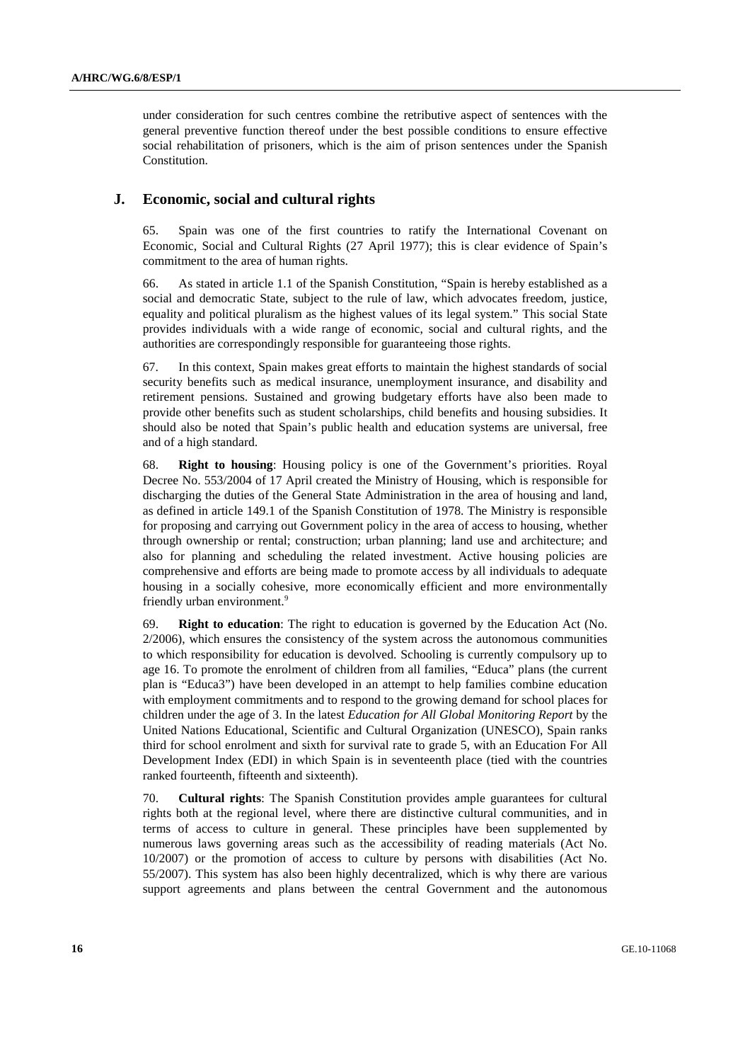under consideration for such centres combine the retributive aspect of sentences with the general preventive function thereof under the best possible conditions to ensure effective social rehabilitation of prisoners, which is the aim of prison sentences under the Spanish Constitution.

## J. Economic, social and cultural rights

65. Spain was one of the first countries to ratify the International Covenant on Economic, Social and Cultural Rights (27 April 1977); this is clear evidence of Spain's commitment to the area of human rights.

66. As stated in article 1.1 of the Spanish Constitution, "Spain is hereby established as a social and democratic State, subject to the rule of law, which advocates freedom, justice, equality and political pluralism as the highest values of its legal system." This social State provides individuals with a wide range of economic, social and cultural rights, and the authorities are correspondingly responsible for guaranteeing those rights.

67. In this context, Spain makes great efforts to maintain the highest standards of social security benefits such as medical insurance, unemployment insurance, and disability and retirement pensions. Sustained and growing budgetary efforts have also been made to provide other benefits such as student scholarships, child benefits and housing subsidies. It should also be noted that Spain's public health and education systems are universal, free and of a high standard.

68. **Right to housing**: Housing policy is one of the Government's priorities. Royal Decree No. 553/2004 of 17 April created the Ministry of Housing, which is responsible for discharging the duties of the General State Administration in the area of housing and land, as defined in article 149.1 of the Spanish Constitution of 1978. The Ministry is responsible for proposing and carrying out Government policy in the area of access to housing, whether through ownership or rental; construction; urban planning; land use and architecture; and also for planning and scheduling the related investment. Active housing policies are comprehensive and efforts are being made to promote access by all individuals to adequate housing in a socially cohesive, more economically efficient and more environmentally friendly urban environment.[9]

69. **Right to education**: The right to education is governed by the Education Act (No. 2/2006), which ensures the consistency of the system across the autonomous communities to which responsibility for education is devolved. Schooling is currently compulsory up to age 16. To promote the enrolment of children from all families, "Educa" plans (the current plan is "Educa3") have been developed in an attempt to help families combine education with employment commitments and to respond to the growing demand for school places for children under the age of 3. In the latest *Education for All Global Monitoring Report* by the United Nations Educational, Scientific and Cultural Organization (UNESCO), Spain ranks third for school enrolment and sixth for survival rate to grade 5, with an Education For All Development Index (EDI) in which Spain is in seventeenth place (tied with the countries ranked fourteenth, fifteenth and sixteenth).

70. **Cultural rights**: The Spanish Constitution provides ample guarantees for cultural rights both at the regional level, where there are distinctive cultural communities, and in terms of access to culture in general. These principles have been supplemented by numerous laws governing areas such as the accessibility of reading materials (Act No. 10/2007) or the promotion of access to culture by persons with disabilities (Act No. 55/2007). This system has also been highly decentralized, which is why there are various support agreements and plans between the central Government and the autonomous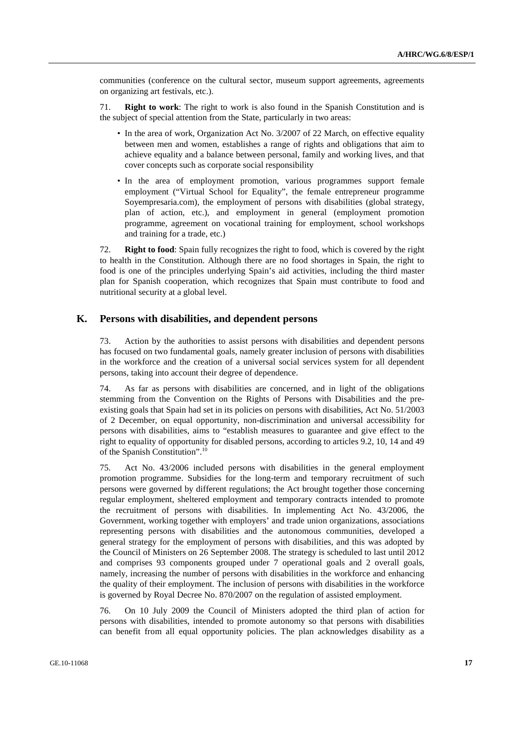communities (conference on the cultural sector, museum support agreements, agreements on organizing art festivals, etc.).

71. **Right to work**: The right to work is also found in the Spanish Constitution and is the subject of special attention from the State, particularly in two areas:

- In the area of work, Organization Act No. 3/2007 of 22 March, on effective equality between men and women, establishes a range of rights and obligations that aim to achieve equality and a balance between personal, family and working lives, and that cover concepts such as corporate social responsibility
- In the area of employment promotion, various programmes support female employment ("Virtual School for Equality", the female entrepreneur programme Soyempresaria.com), the employment of persons with disabilities (global strategy, plan of action, etc.), and employment in general (employment promotion programme, agreement on vocational training for employment, school workshops and training for a trade, etc.)

72. **Right to food**: Spain fully recognizes the right to food, which is covered by the right to health in the Constitution. Although there are no food shortages in Spain, the right to food is one of the principles underlying Spain's aid activities, including the third master plan for Spanish cooperation, which recognizes that Spain must contribute to food and nutritional security at a global level.

## K. Persons with disabilities, and dependent persons

73. Action by the authorities to assist persons with disabilities and dependent persons has focused on two fundamental goals, namely greater inclusion of persons with disabilities in the workforce and the creation of a universal social services system for all dependent persons, taking into account their degree of dependence.

74. As far as persons with disabilities are concerned, and in light of the obligations stemming from the Convention on the Rights of Persons with Disabilities and the pre-existing goals that Spain had set in its policies on persons with disabilities, Act No. 51/2003 of 2 December, on equal opportunity, non-discrimination and universal accessibility for persons with disabilities, aims to "establish measures to guarantee and give effect to the right to equality of opportunity for disabled persons, according to articles 9.2, 10, 14 and 49 of the Spanish Constitution".[10]

75. Act No. 43/2006 included persons with disabilities in the general employment promotion programme. Subsidies for the long-term and temporary recruitment of such persons were governed by different regulations; the Act brought together those concerning regular employment, sheltered employment and temporary contracts intended to promote the recruitment of persons with disabilities. In implementing Act No. 43/2006, the Government, working together with employers' and trade union organizations, associations representing persons with disabilities and the autonomous communities, developed a general strategy for the employment of persons with disabilities, and this was adopted by the Council of Ministers on 26 September 2008. The strategy is scheduled to last until 2012 and comprises 93 components grouped under 7 operational goals and 2 overall goals, namely, increasing the number of persons with disabilities in the workforce and enhancing the quality of their employment. The inclusion of persons with disabilities in the workforce is governed by Royal Decree No. 870/2007 on the regulation of assisted employment.

76. On 10 July 2009 the Council of Ministers adopted the third plan of action for persons with disabilities, intended to promote autonomy so that persons with disabilities can benefit from all equal opportunity policies. The plan acknowledges disability as a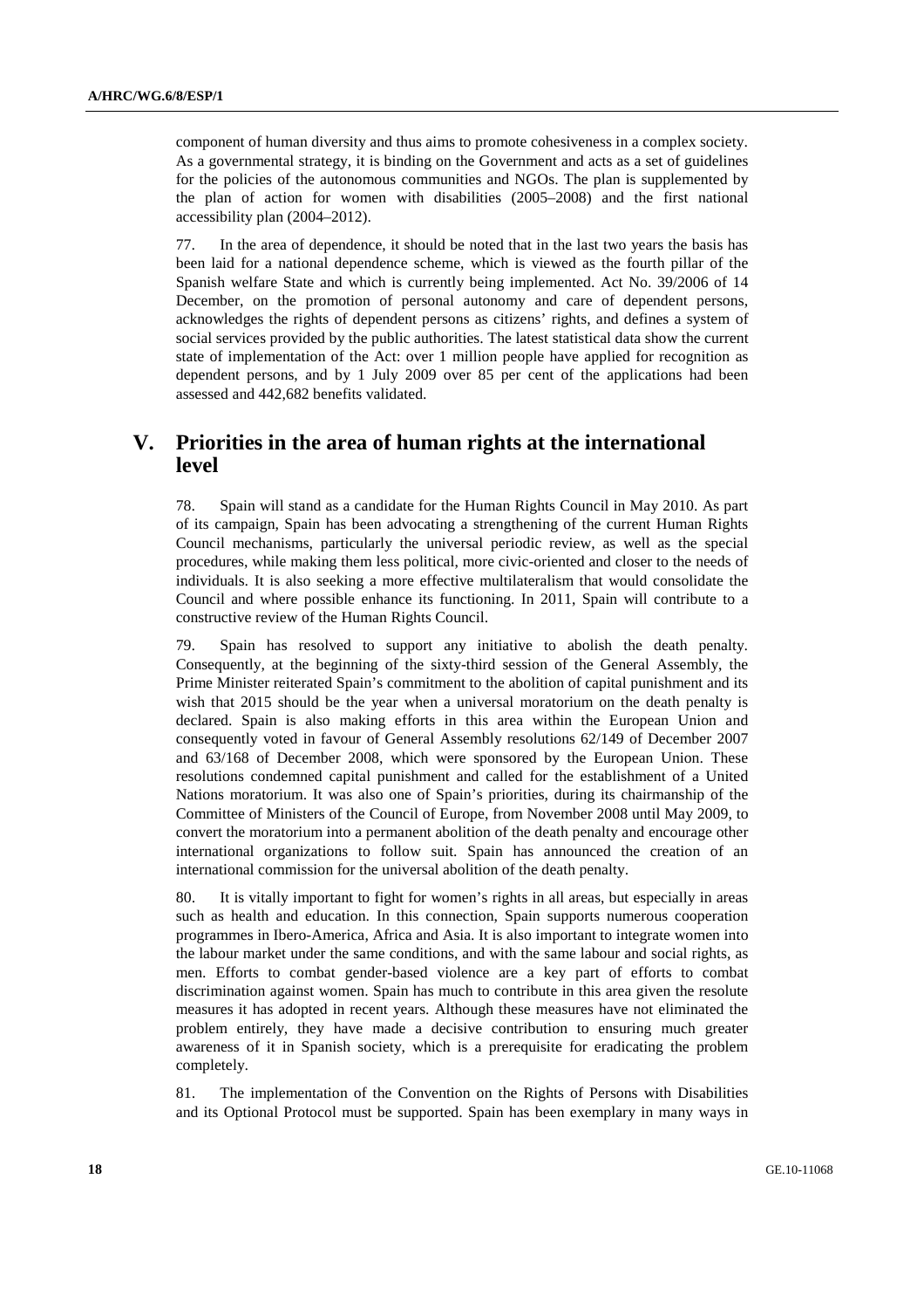component of human diversity and thus aims to promote cohesiveness in a complex society. As a governmental strategy, it is binding on the Government and acts as a set of guidelines for the policies of the autonomous communities and NGOs. The plan is supplemented by the plan of action for women with disabilities (2005–2008) and the first national accessibility plan (2004–2012).

77. In the area of dependence, it should be noted that in the last two years the basis has been laid for a national dependence scheme, which is viewed as the fourth pillar of the Spanish welfare State and which is currently being implemented. Act No. 39/2006 of 14 December, on the promotion of personal autonomy and care of dependent persons, acknowledges the rights of dependent persons as citizens' rights, and defines a system of social services provided by the public authorities. The latest statistical data show the current state of implementation of the Act: over 1 million people have applied for recognition as dependent persons, and by 1 July 2009 over 85 per cent of the applications had been assessed and 442,682 benefits validated.

## V. Priorities in the area of human rights at the international level

78. Spain will stand as a candidate for the Human Rights Council in May 2010. As part of its campaign, Spain has been advocating a strengthening of the current Human Rights Council mechanisms, particularly the universal periodic review, as well as the special procedures, while making them less political, more civic-oriented and closer to the needs of individuals. It is also seeking a more effective multilateralism that would consolidate the Council and where possible enhance its functioning. In 2011, Spain will contribute to a constructive review of the Human Rights Council.

79. Spain has resolved to support any initiative to abolish the death penalty. Consequently, at the beginning of the sixty-third session of the General Assembly, the Prime Minister reiterated Spain's commitment to the abolition of capital punishment and its wish that 2015 should be the year when a universal moratorium on the death penalty is declared. Spain is also making efforts in this area within the European Union and consequently voted in favour of General Assembly resolutions 62/149 of December 2007 and 63/168 of December 2008, which were sponsored by the European Union. These resolutions condemned capital punishment and called for the establishment of a United Nations moratorium. It was also one of Spain's priorities, during its chairmanship of the Committee of Ministers of the Council of Europe, from November 2008 until May 2009, to convert the moratorium into a permanent abolition of the death penalty and encourage other international organizations to follow suit. Spain has announced the creation of an international commission for the universal abolition of the death penalty.

80. It is vitally important to fight for women's rights in all areas, but especially in areas such as health and education. In this connection, Spain supports numerous cooperation programmes in Ibero-America, Africa and Asia. It is also important to integrate women into the labour market under the same conditions, and with the same labour and social rights, as men. Efforts to combat gender-based violence are a key part of efforts to combat discrimination against women. Spain has much to contribute in this area given the resolute measures it has adopted in recent years. Although these measures have not eliminated the problem entirely, they have made a decisive contribution to ensuring much greater awareness of it in Spanish society, which is a prerequisite for eradicating the problem completely.

81. The implementation of the Convention on the Rights of Persons with Disabilities and its Optional Protocol must be supported. Spain has been exemplary in many ways in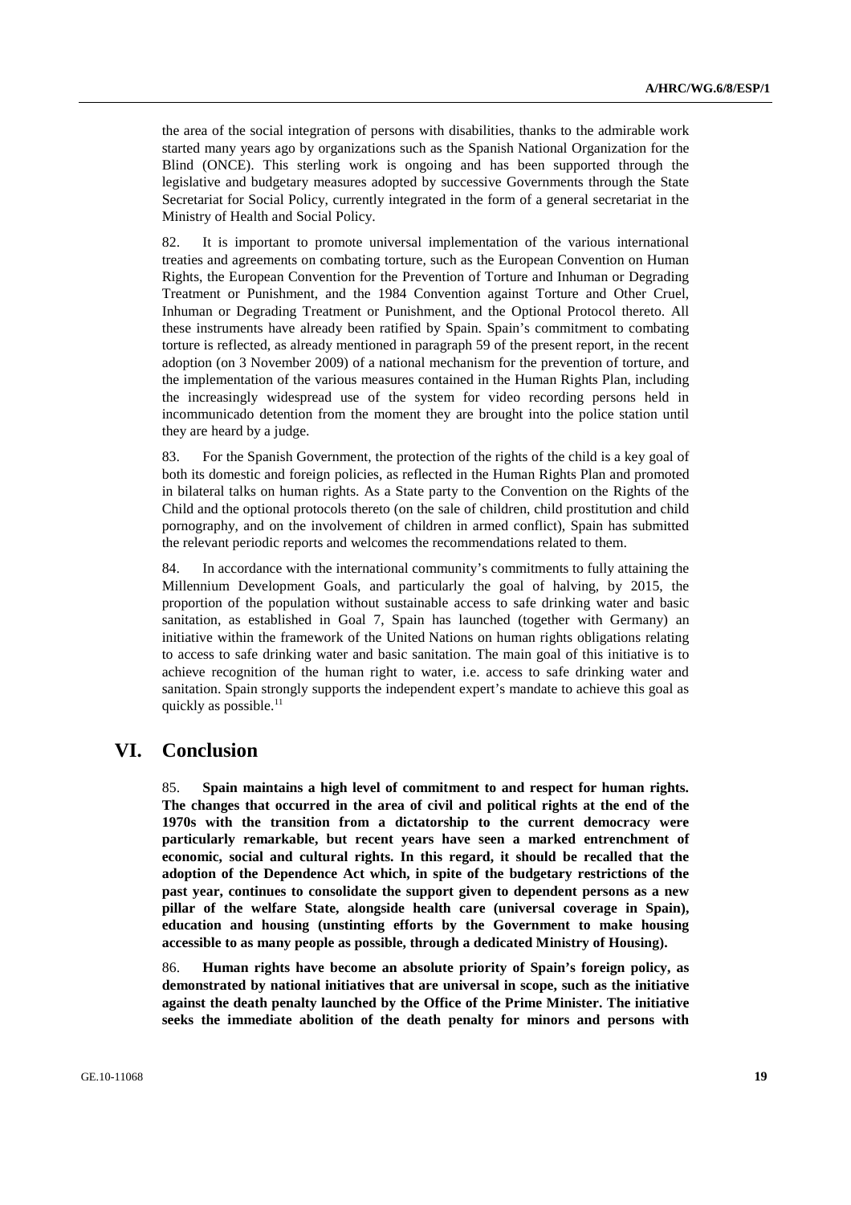the area of the social integration of persons with disabilities, thanks to the admirable work started many years ago by organizations such as the Spanish National Organization for the Blind (ONCE). This sterling work is ongoing and has been supported through the legislative and budgetary measures adopted by successive Governments through the State Secretariat for Social Policy, currently integrated in the form of a general secretariat in the Ministry of Health and Social Policy.

82. It is important to promote universal implementation of the various international treaties and agreements on combating torture, such as the European Convention on Human Rights, the European Convention for the Prevention of Torture and Inhuman or Degrading Treatment or Punishment, and the 1984 Convention against Torture and Other Cruel, Inhuman or Degrading Treatment or Punishment, and the Optional Protocol thereto. All these instruments have already been ratified by Spain. Spain's commitment to combating torture is reflected, as already mentioned in paragraph 59 of the present report, in the recent adoption (on 3 November 2009) of a national mechanism for the prevention of torture, and the implementation of the various measures contained in the Human Rights Plan, including the increasingly widespread use of the system for video recording persons held in incommunicado detention from the moment they are brought into the police station until they are heard by a judge.

83. For the Spanish Government, the protection of the rights of the child is a key goal of both its domestic and foreign policies, as reflected in the Human Rights Plan and promoted in bilateral talks on human rights. As a State party to the Convention on the Rights of the Child and the optional protocols thereto (on the sale of children, child prostitution and child pornography, and on the involvement of children in armed conflict), Spain has submitted the relevant periodic reports and welcomes the recommendations related to them.

84. In accordance with the international community's commitments to fully attaining the Millennium Development Goals, and particularly the goal of halving, by 2015, the proportion of the population without sustainable access to safe drinking water and basic sanitation, as established in Goal 7, Spain has launched (together with Germany) an initiative within the framework of the United Nations on human rights obligations relating to access to safe drinking water and basic sanitation. The main goal of this initiative is to achieve recognition of the human right to water, i.e. access to safe drinking water and sanitation. Spain strongly supports the independent expert's mandate to achieve this goal as quickly as possible.[11]

# VI. Conclusion

85. **Spain maintains a high level of commitment to and respect for human rights. The changes that occurred in the area of civil and political rights at the end of the 1970s with the transition from a dictatorship to the current democracy were particularly remarkable, but recent years have seen a marked entrenchment of economic, social and cultural rights. In this regard, it should be recalled that the adoption of the Dependence Act which, in spite of the budgetary restrictions of the past year, continues to consolidate the support given to dependent persons as a new pillar of the welfare State, alongside health care (universal coverage in Spain), education and housing (unstinting efforts by the Government to make housing accessible to as many people as possible, through a dedicated Ministry of Housing).**

86. **Human rights have become an absolute priority of Spain's foreign policy, as demonstrated by national initiatives that are universal in scope, such as the initiative against the death penalty launched by the Office of the Prime Minister. The initiative seeks the immediate abolition of the death penalty for minors and persons with**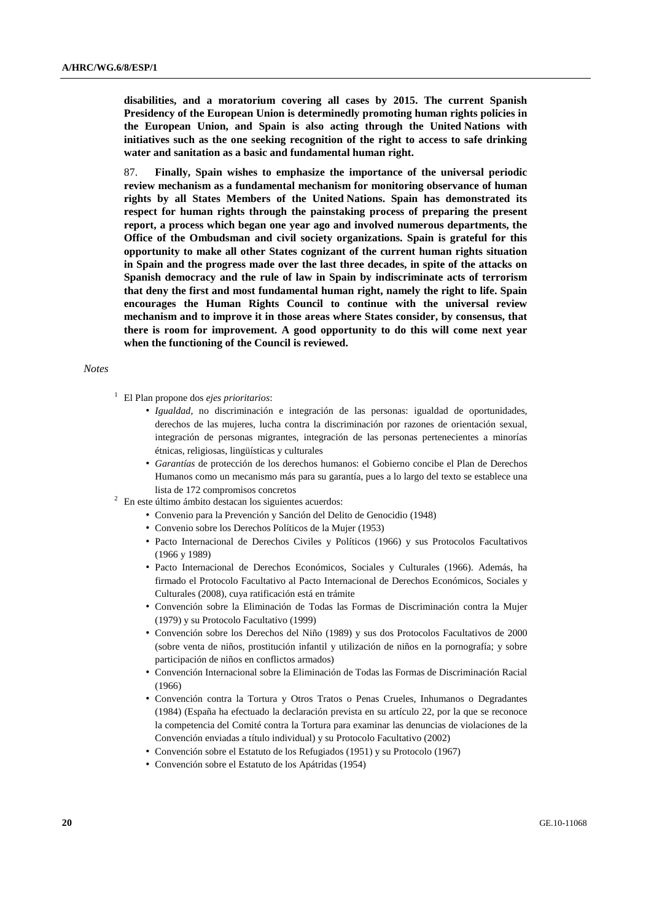**disabilities, and a moratorium covering all cases by 2015. The current Spanish Presidency of the European Union is determinedly promoting human rights policies in the European Union, and Spain is also acting through the United Nations with initiatives such as the one seeking recognition of the right to access to safe drinking water and sanitation as a basic and fundamental human right.**

87. **Finally, Spain wishes to emphasize the importance of the universal periodic review mechanism as a fundamental mechanism for monitoring observance of human rights by all States Members of the United Nations. Spain has demonstrated its respect for human rights through the painstaking process of preparing the present report, a process which began one year ago and involved numerous departments, the Office of the Ombudsman and civil society organizations. Spain is grateful for this opportunity to make all other States cognizant of the current human rights situation in Spain and the progress made over the last three decades, in spite of the attacks on Spanish democracy and the rule of law in Spain by indiscriminate acts of terrorism that deny the first and most fundamental human right, namely the right to life. Spain encourages the Human Rights Council to continue with the universal review mechanism and to improve it in those areas where States consider, by consensus, that there is room for improvement. A good opportunity to do this will come next year when the functioning of the Council is reviewed.**

*Notes*

[1] El Plan propone dos *ejes prioritarios*:

- *Igualdad*, no discriminación e integración de las personas: igualdad de oportunidades, derechos de las mujeres, lucha contra la discriminación por razones de orientación sexual, integración de personas migrantes, integración de las personas pertenecientes a minorías étnicas, religiosas, lingüísticas y culturales
- *Garantías* de protección de los derechos humanos: el Gobierno concibe el Plan de Derechos Humanos como un mecanismo más para su garantía, pues a lo largo del texto se establece una lista de 172 compromisos concretos

[2] En este último ámbito destacan los siguientes acuerdos:

- Convenio para la Prevención y Sanción del Delito de Genocidio (1948)
- Convenio sobre los Derechos Políticos de la Mujer (1953)
- Pacto Internacional de Derechos Civiles y Políticos (1966) y sus Protocolos Facultativos (1966 y 1989)
- Pacto Internacional de Derechos Económicos, Sociales y Culturales (1966). Además, ha firmado el Protocolo Facultativo al Pacto Internacional de Derechos Económicos, Sociales y Culturales (2008), cuya ratificación está en trámite
- Convención sobre la Eliminación de Todas las Formas de Discriminación contra la Mujer (1979) y su Protocolo Facultativo (1999)
- Convención sobre los Derechos del Niño (1989) y sus dos Protocolos Facultativos de 2000 (sobre venta de niños, prostitución infantil y utilización de niños en la pornografía; y sobre participación de niños en conflictos armados)
- Convención Internacional sobre la Eliminación de Todas las Formas de Discriminación Racial (1966)
- Convención contra la Tortura y Otros Tratos o Penas Crueles, Inhumanos o Degradantes (1984) (España ha efectuado la declaración prevista en su artículo 22, por la que se reconoce la competencia del Comité contra la Tortura para examinar las denuncias de violaciones de la Convención enviadas a título individual) y su Protocolo Facultativo (2002)
- Convención sobre el Estatuto de los Refugiados (1951) y su Protocolo (1967)
- Convención sobre el Estatuto de los Apátridas (1954)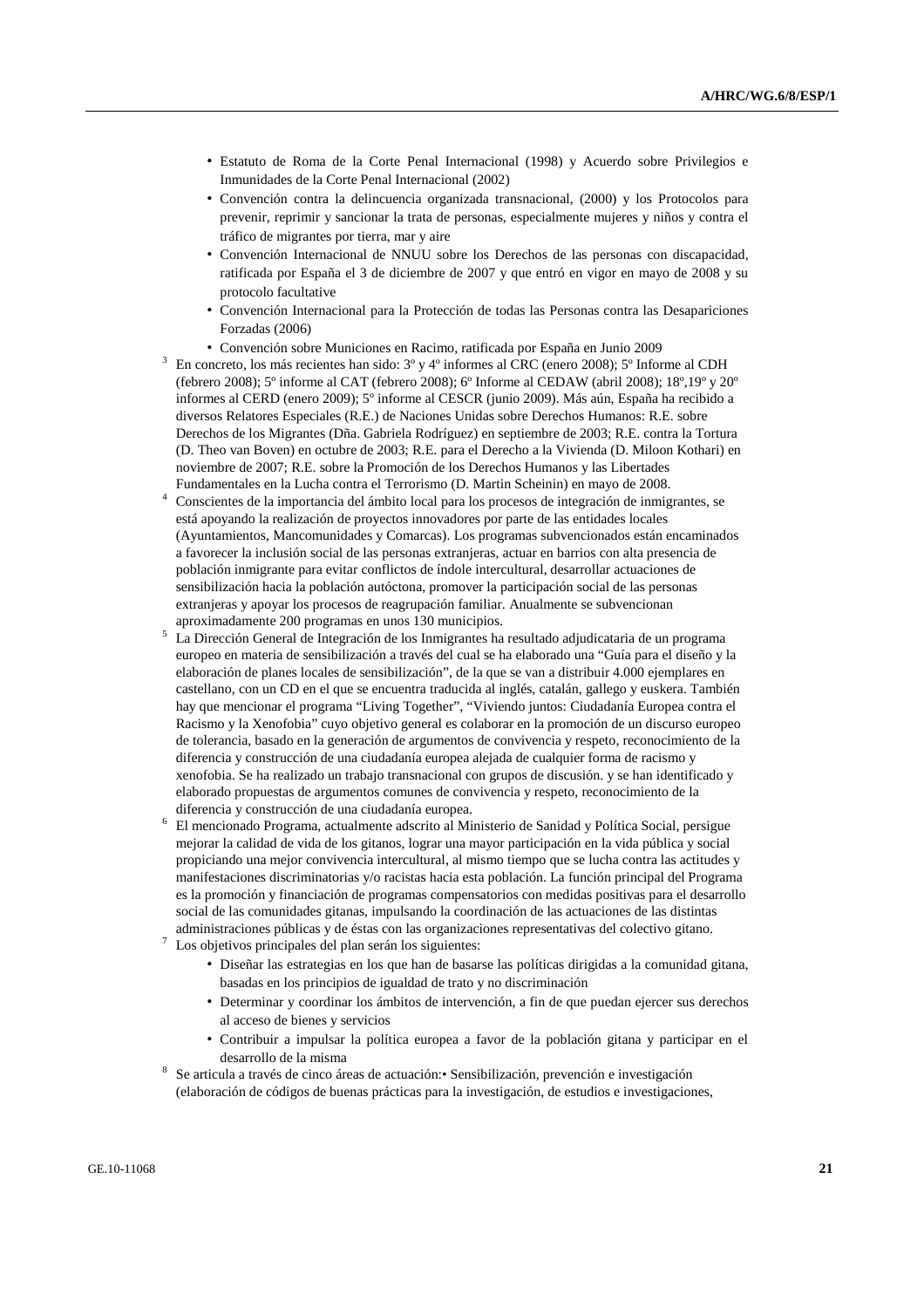- Estatuto de Roma de la Corte Penal Internacional (1998) y Acuerdo sobre Privilegios e Inmunidades de la Corte Penal Internacional (2002)
- Convención contra la delincuencia organizada transnacional, (2000) y los Protocolos para prevenir, reprimir y sancionar la trata de personas, especialmente mujeres y niños y contra el tráfico de migrantes por tierra, mar y aire
- Convención Internacional de NNUU sobre los Derechos de las personas con discapacidad, ratificada por España el 3 de diciembre de 2007 y que entró en vigor en mayo de 2008 y su protocolo facultative
- Convención Internacional para la Protección de todas las Personas contra las Desapariciones Forzadas (2006)
- Convención sobre Municiones en Racimo, ratificada por España en Junio 2009

[3] En concreto, los más recientes han sido: 3º y 4º informes al CRC (enero 2008); 5º Informe al CDH (febrero 2008); 5º informe al CAT (febrero 2008); 6º Informe al CEDAW (abril 2008); 18º,19º y 20º informes al CERD (enero 2009); 5º informe al CESCR (junio 2009). Más aún, España ha recibido a diversos Relatores Especiales (R.E.) de Naciones Unidas sobre Derechos Humanos: R.E. sobre Derechos de los Migrantes (Dña. Gabriela Rodríguez) en septiembre de 2003; R.E. contra la Tortura (D. Theo van Boven) en octubre de 2003; R.E. para el Derecho a la Vivienda (D. Miloon Kothari) en noviembre de 2007; R.E. sobre la Promoción de los Derechos Humanos y las Libertades Fundamentales en la Lucha contra el Terrorismo (D. Martin Scheinin) en mayo de 2008.

[4] Conscientes de la importancia del ámbito local para los procesos de integración de inmigrantes, se está apoyando la realización de proyectos innovadores por parte de las entidades locales (Ayuntamientos, Mancomunidades y Comarcas). Los programas subvencionados están encaminados a favorecer la inclusión social de las personas extranjeras, actuar en barrios con alta presencia de población inmigrante para evitar conflictos de índole intercultural, desarrollar actuaciones de sensibilización hacia la población autóctona, promover la participación social de las personas extranjeras y apoyar los procesos de reagrupación familiar. Anualmente se subvencionan aproximadamente 200 programas en unos 130 municipios.

[5] La Dirección General de Integración de los Inmigrantes ha resultado adjudicataria de un programa europeo en materia de sensibilización a través del cual se ha elaborado una "Guía para el diseño y la elaboración de planes locales de sensibilización", de la que se van a distribuir 4.000 ejemplares en castellano, con un CD en el que se encuentra traducida al inglés, catalán, gallego y euskera. También hay que mencionar el programa "Living Together", "Viviendo juntos: Ciudadanía Europea contra el Racismo y la Xenofobia" cuyo objetivo general es colaborar en la promoción de un discurso europeo de tolerancia, basado en la generación de argumentos de convivencia y respeto, reconocimiento de la diferencia y construcción de una ciudadanía europea alejada de cualquier forma de racismo y xenofobia. Se ha realizado un trabajo transnacional con grupos de discusión. y se han identificado y elaborado propuestas de argumentos comunes de convivencia y respeto, reconocimiento de la diferencia y construcción de una ciudadanía europea.

[6] El mencionado Programa, actualmente adscrito al Ministerio de Sanidad y Política Social, persigue mejorar la calidad de vida de los gitanos, lograr una mayor participación en la vida pública y social propiciando una mejor convivencia intercultural, al mismo tiempo que se lucha contra las actitudes y manifestaciones discriminatorias y/o racistas hacia esta población. La función principal del Programa es la promoción y financiación de programas compensatorios con medidas positivas para el desarrollo social de las comunidades gitanas, impulsando la coordinación de las actuaciones de las distintas administraciones públicas y de éstas con las organizaciones representativas del colectivo gitano.

[7] Los objetivos principales del plan serán los siguientes:

- Diseñar las estrategias en los que han de basarse las políticas dirigidas a la comunidad gitana, basadas en los principios de igualdad de trato y no discriminación
- Determinar y coordinar los ámbitos de intervención, a fin de que puedan ejercer sus derechos al acceso de bienes y servicios
- Contribuir a impulsar la política europea a favor de la población gitana y participar en el desarrollo de la misma

[8] Se articula a través de cinco áreas de actuación:• Sensibilización, prevención e investigación (elaboración de códigos de buenas prácticas para la investigación, de estudios e investigaciones,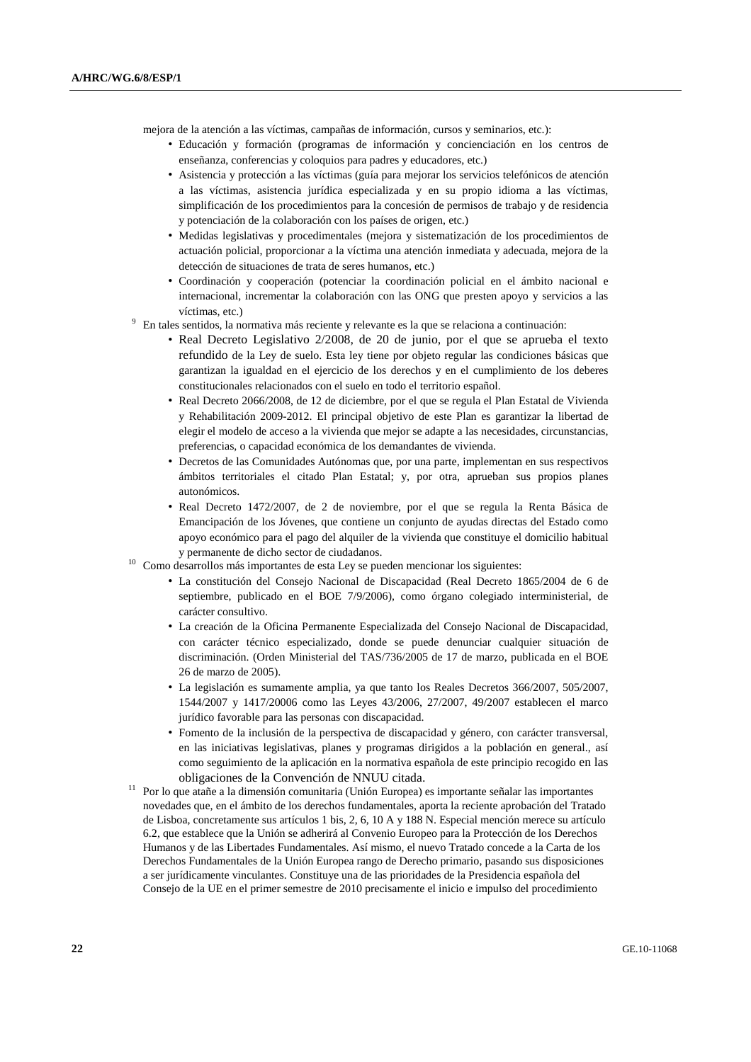mejora de la atención a las víctimas, campañas de información, cursos y seminarios, etc.):

- Educación y formación (programas de información y concienciación en los centros de enseñanza, conferencias y coloquios para padres y educadores, etc.)
- Asistencia y protección a las víctimas (guía para mejorar los servicios telefónicos de atención a las víctimas, asistencia jurídica especializada y en su propio idioma a las víctimas, simplificación de los procedimientos para la concesión de permisos de trabajo y de residencia y potenciación de la colaboración con los países de origen, etc.)
- Medidas legislativas y procedimentales (mejora y sistematización de los procedimientos de actuación policial, proporcionar a la víctima una atención inmediata y adecuada, mejora de la detección de situaciones de trata de seres humanos, etc.)
- Coordinación y cooperación (potenciar la coordinación policial en el ámbito nacional e internacional, incrementar la colaboración con las ONG que presten apoyo y servicios a las víctimas, etc.)

[9] En tales sentidos, la normativa más reciente y relevante es la que se relaciona a continuación:

- Real Decreto Legislativo 2/2008, de 20 de junio, por el que se aprueba el texto refundido de la Ley de suelo. Esta ley tiene por objeto regular las condiciones básicas que garantizan la igualdad en el ejercicio de los derechos y en el cumplimiento de los deberes constitucionales relacionados con el suelo en todo el territorio español.
- Real Decreto 2066/2008, de 12 de diciembre, por el que se regula el Plan Estatal de Vivienda y Rehabilitación 2009-2012. El principal objetivo de este Plan es garantizar la libertad de elegir el modelo de acceso a la vivienda que mejor se adapte a las necesidades, circunstancias, preferencias, o capacidad económica de los demandantes de vivienda.
- Decretos de las Comunidades Autónomas que, por una parte, implementan en sus respectivos ámbitos territoriales el citado Plan Estatal; y, por otra, aprueban sus propios planes autonómicos.
- Real Decreto 1472/2007, de 2 de noviembre, por el que se regula la Renta Básica de Emancipación de los Jóvenes, que contiene un conjunto de ayudas directas del Estado como apoyo económico para el pago del alquiler de la vivienda que constituye el domicilio habitual y permanente de dicho sector de ciudadanos.

[10] Como desarrollos más importantes de esta Ley se pueden mencionar los siguientes:

- La constitución del Consejo Nacional de Discapacidad (Real Decreto 1865/2004 de 6 de septiembre, publicado en el BOE 7/9/2006), como órgano colegiado interministerial, de carácter consultivo.
- La creación de la Oficina Permanente Especializada del Consejo Nacional de Discapacidad, con carácter técnico especializado, donde se puede denunciar cualquier situación de discriminación. (Orden Ministerial del TAS/736/2005 de 17 de marzo, publicada en el BOE 26 de marzo de 2005).
- La legislación es sumamente amplia, ya que tanto los Reales Decretos 366/2007, 505/2007, 1544/2007 y 1417/20006 como las Leyes 43/2006, 27/2007, 49/2007 establecen el marco jurídico favorable para las personas con discapacidad.
- Fomento de la inclusión de la perspectiva de discapacidad y género, con carácter transversal, en las iniciativas legislativas, planes y programas dirigidos a la población en general., así como seguimiento de la aplicación en la normativa española de este principio recogido en las obligaciones de la Convención de NNUU citada.

[11] Por lo que atañe a la dimensión comunitaria (Unión Europea) es importante señalar las importantes novedades que, en el ámbito de los derechos fundamentales, aporta la reciente aprobación del Tratado de Lisboa, concretamente sus artículos 1 bis, 2, 6, 10 A y 188 N. Especial mención merece su artículo 6.2, que establece que la Unión se adherirá al Convenio Europeo para la Protección de los Derechos Humanos y de las Libertades Fundamentales. Así mismo, el nuevo Tratado concede a la Carta de los Derechos Fundamentales de la Unión Europea rango de Derecho primario, pasando sus disposiciones a ser jurídicamente vinculantes. Constituye una de las prioridades de la Presidencia española del Consejo de la UE en el primer semestre de 2010 precisamente el inicio e impulso del procedimiento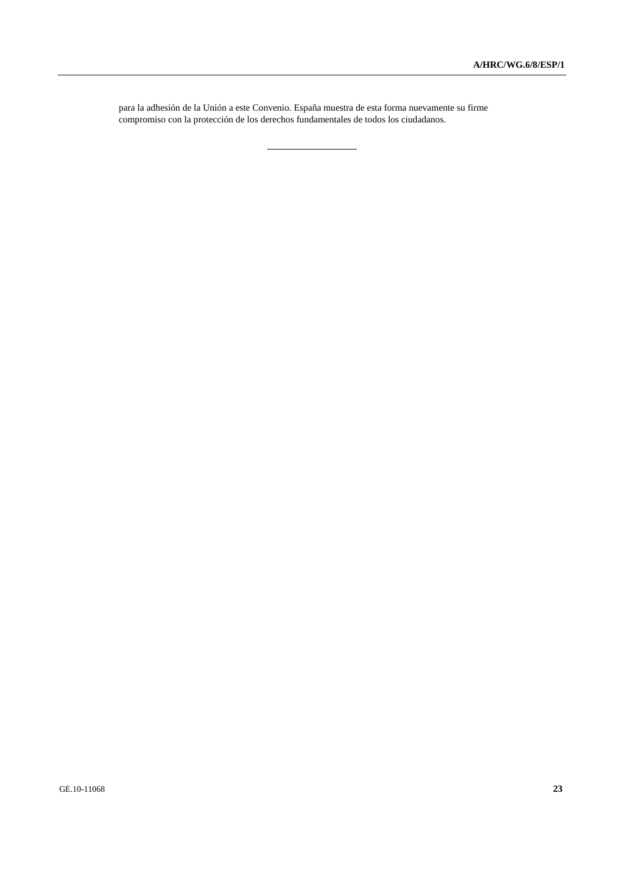para la adhesión de la Unión a este Convenio. España muestra de esta forma nuevamente su firme compromiso con la protección de los derechos fundamentales de todos los ciudadanos.